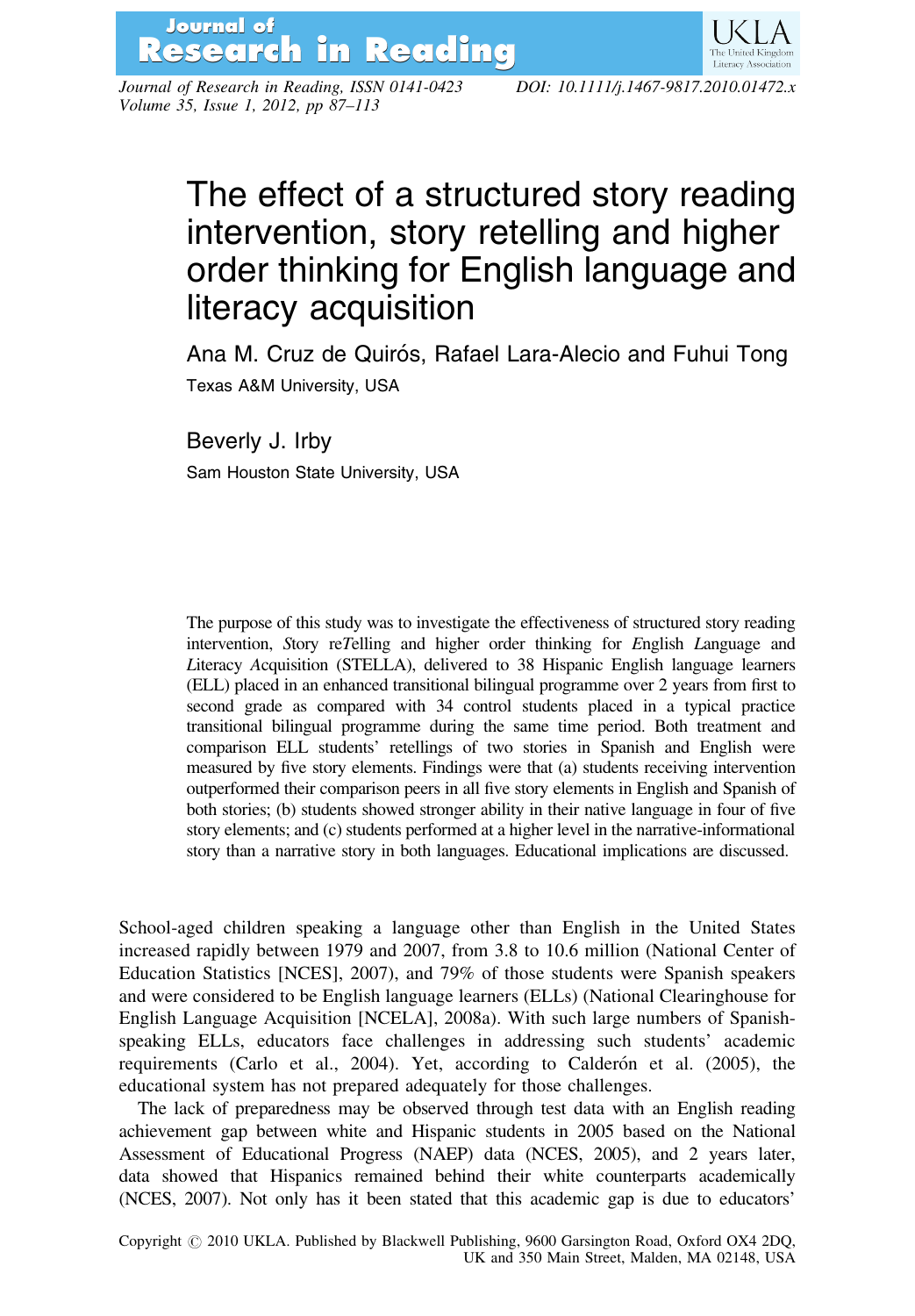# The effect of a structured story reading intervention, story retelling and higher order thinking for English language and literacy acquisition

Ana M. Cruz de Quirós, Rafael Lara-Alecio and Fuhui Tong

*Texas A&M University, USA*

Beverly J. Irby

*Sam Houston State University, USA*

The purpose of this study was to investigate the effectiveness of structured story reading intervention, *S*tory re*T*elling and higher order thinking for *E*nglish *L*anguage and *L*iteracy *A*cquisition (STELLA), delivered to 38 Hispanic English language learners (ELL) placed in an enhanced transitional bilingual programme over 2 years from first to second grade as compared with 34 control students placed in a typical practice transitional bilingual programme during the same time period. Both treatment and comparison ELL students' retellings of two stories in Spanish and English were measured by five story elements. Findings were that (a) students receiving intervention outperformed their comparison peers in all five story elements in English and Spanish of both stories; (b) students showed stronger ability in their native language in four of five story elements; and (c) students performed at a higher level in the narrative-informational story than a narrative story in both languages. Educational implications are discussed.

School-aged children speaking a language other than English in the United States increased rapidly between 1979 and 2007, from 3.8 to 10.6 million (National Center of Education Statistics [NCES], 2007), and 79% of those students were Spanish speakers and were considered to be English language learners (ELLs) (National Clearinghouse for English Language Acquisition [NCELA], 2008a). With such large numbers of Spanish-speaking ELLs, educators face challenges in addressing such students' academic requirements (Carlo et al., 2004). Yet, according to Calderón et al. (2005), the educational system has not prepared adequately for those challenges.

The lack of preparedness may be observed through test data with an English reading achievement gap between white and Hispanic students in 2005 based on the National Assessment of Educational Progress (NAEP) data (NCES, 2005), and 2 years later, data showed that Hispanics remained behind their white counterparts academically (NCES, 2007). Not only has it been stated that this academic gap is due to educators'

Copyright © 2010 UKLA. Published by Blackwell Publishing, 9600 Garsington Road, Oxford OX4 2DQ, UK and 350 Main Street, Malden, MA 02148, USA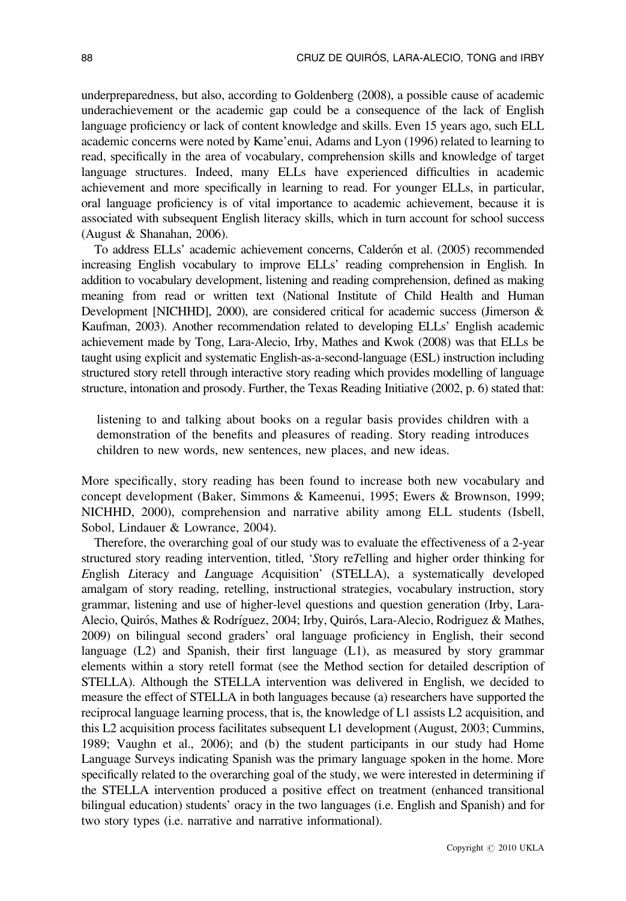underpreparedness, but also, according to Goldenberg (2008), a possible cause of academic underachievement or the academic gap could be a consequence of the lack of English language proficiency or lack of content knowledge and skills. Even 15 years ago, such ELL academic concerns were noted by Kame'enui, Adams and Lyon (1996) related to learning to read, specifically in the area of vocabulary, comprehension skills and knowledge of target language structures. Indeed, many ELLs have experienced difficulties in academic achievement and more specifically in learning to read. For younger ELLs, in particular, oral language proficiency is of vital importance to academic achievement, because it is associated with subsequent English literacy skills, which in turn account for school success (August & Shanahan, 2006).

To address ELLs' academic achievement concerns, Calderón et al. (2005) recommended increasing English vocabulary to improve ELLs' reading comprehension in English. In addition to vocabulary development, listening and reading comprehension, defined as making meaning from read or written text (National Institute of Child Health and Human Development [NICHHD], 2000), are considered critical for academic success (Jimerson & Kaufman, 2003). Another recommendation related to developing ELLs' English academic achievement made by Tong, Lara-Alecio, Irby, Mathes and Kwok (2008) was that ELLs be taught using explicit and systematic English-as-a-second-language (ESL) instruction including structured story retell through interactive story reading which provides modelling of language structure, intonation and prosody. Further, the Texas Reading Initiative (2002, p. 6) stated that:

> listening to and talking about books on a regular basis provides children with a demonstration of the benefits and pleasures of reading. Story reading introduces children to new words, new sentences, new places, and new ideas.

More specifically, story reading has been found to increase both new vocabulary and concept development (Baker, Simmons & Kameenui, 1995; Ewers & Brownson, 1999; NICHHD, 2000), comprehension and narrative ability among ELL students (Isbell, Sobol, Lindauer & Lowrance, 2004).

Therefore, the overarching goal of our study was to evaluate the effectiveness of a 2-year structured story reading intervention, titled, '*S*tory re*T*elling and higher order thinking for *E*nglish *L*iteracy and *L*anguage *A*cquisition' (STELLA), a systematically developed amalgam of story reading, retelling, instructional strategies, vocabulary instruction, story grammar, listening and use of higher-level questions and question generation (Irby, Lara-Alecio, Quirós, Mathes & Rodríguez, 2004; Irby, Quirós, Lara-Alecio, Rodriguez & Mathes, 2009) on bilingual second graders' oral language proficiency in English, their second language (L2) and Spanish, their first language (L1), as measured by story grammar elements within a story retell format (see the Method section for detailed description of STELLA). Although the STELLA intervention was delivered in English, we decided to measure the effect of STELLA in both languages because (a) researchers have supported the reciprocal language learning process, that is, the knowledge of L1 assists L2 acquisition, and this L2 acquisition process facilitates subsequent L1 development (August, 2003; Cummins, 1989; Vaughn et al., 2006); and (b) the student participants in our study had Home Language Surveys indicating Spanish was the primary language spoken in the home. More specifically related to the overarching goal of the study, we were interested in determining if the STELLA intervention produced a positive effect on treatment (enhanced transitional bilingual education) students' oracy in the two languages (i.e. English and Spanish) and for two story types (i.e. narrative and narrative informational).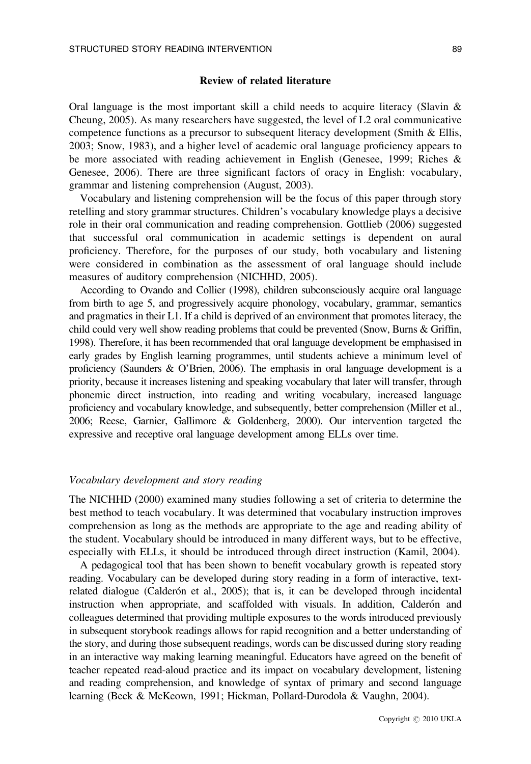## Review of related literature

Oral language is the most important skill a child needs to acquire literacy (Slavin & Cheung, 2005). As many researchers have suggested, the level of L2 oral communicative competence functions as a precursor to subsequent literacy development (Smith & Ellis, 2003; Snow, 1983), and a higher level of academic oral language proficiency appears to be more associated with reading achievement in English (Genesee, 1999; Riches & Genesee, 2006). There are three significant factors of oracy in English: vocabulary, grammar and listening comprehension (August, 2003).

Vocabulary and listening comprehension will be the focus of this paper through story retelling and story grammar structures. Children's vocabulary knowledge plays a decisive role in their oral communication and reading comprehension. Gottlieb (2006) suggested that successful oral communication in academic settings is dependent on aural proficiency. Therefore, for the purposes of our study, both vocabulary and listening were considered in combination as the assessment of oral language should include measures of auditory comprehension (NICHHD, 2005).

According to Ovando and Collier (1998), children subconsciously acquire oral language from birth to age 5, and progressively acquire phonology, vocabulary, grammar, semantics and pragmatics in their L1. If a child is deprived of an environment that promotes literacy, the child could very well show reading problems that could be prevented (Snow, Burns & Griffin, 1998). Therefore, it has been recommended that oral language development be emphasised in early grades by English learning programmes, until students achieve a minimum level of proficiency (Saunders & O'Brien, 2006). The emphasis in oral language development is a priority, because it increases listening and speaking vocabulary that later will transfer, through phonemic direct instruction, into reading and writing vocabulary, increased language proficiency and vocabulary knowledge, and subsequently, better comprehension (Miller et al., 2006; Reese, Garnier, Gallimore & Goldenberg, 2000). Our intervention targeted the expressive and receptive oral language development among ELLs over time.

### *Vocabulary development and story reading*

The NICHHD (2000) examined many studies following a set of criteria to determine the best method to teach vocabulary. It was determined that vocabulary instruction improves comprehension as long as the methods are appropriate to the age and reading ability of the student. Vocabulary should be introduced in many different ways, but to be effective, especially with ELLs, it should be introduced through direct instruction (Kamil, 2004).

A pedagogical tool that has been shown to benefit vocabulary growth is repeated story reading. Vocabulary can be developed during story reading in a form of interactive, text-related dialogue (Calderón et al., 2005); that is, it can be developed through incidental instruction when appropriate, and scaffolded with visuals. In addition, Calderón and colleagues determined that providing multiple exposures to the words introduced previously in subsequent storybook readings allows for rapid recognition and a better understanding of the story, and during those subsequent readings, words can be discussed during story reading in an interactive way making learning meaningful. Educators have agreed on the benefit of teacher repeated read-aloud practice and its impact on vocabulary development, listening and reading comprehension, and knowledge of syntax of primary and second language learning (Beck & McKeown, 1991; Hickman, Pollard-Durodola & Vaughn, 2004).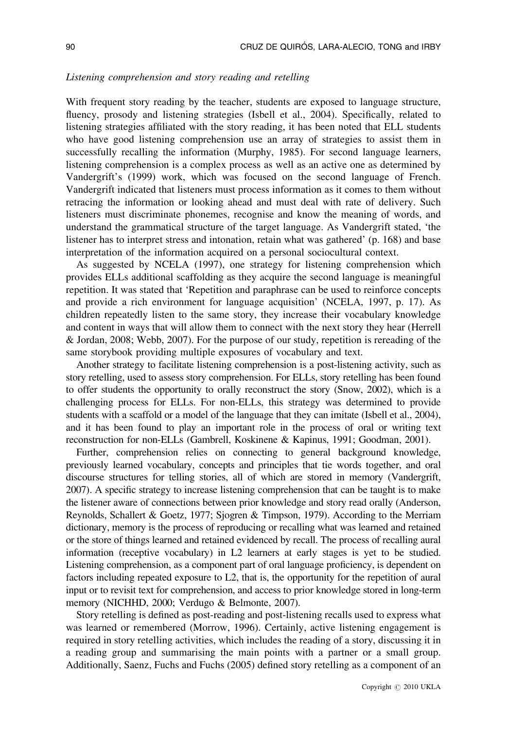### *Listening comprehension and story reading and retelling*

With frequent story reading by the teacher, students are exposed to language structure, fluency, prosody and listening strategies (Isbell et al., 2004). Specifically, related to listening strategies affiliated with the story reading, it has been noted that ELL students who have good listening comprehension use an array of strategies to assist them in successfully recalling the information (Murphy, 1985). For second language learners, listening comprehension is a complex process as well as an active one as determined by Vandergrift's (1999) work, which was focused on the second language of French. Vandergrift indicated that listeners must process information as it comes to them without retracing the information or looking ahead and must deal with rate of delivery. Such listeners must discriminate phonemes, recognise and know the meaning of words, and understand the grammatical structure of the target language. As Vandergrift stated, 'the listener has to interpret stress and intonation, retain what was gathered' (p. 168) and base interpretation of the information acquired on a personal sociocultural context.

As suggested by NCELA (1997), one strategy for listening comprehension which provides ELLs additional scaffolding as they acquire the second language is meaningful repetition. It was stated that 'Repetition and paraphrase can be used to reinforce concepts and provide a rich environment for language acquisition' (NCELA, 1997, p. 17). As children repeatedly listen to the same story, they increase their vocabulary knowledge and content in ways that will allow them to connect with the next story they hear (Herrell & Jordan, 2008; Webb, 2007). For the purpose of our study, repetition is rereading of the same storybook providing multiple exposures of vocabulary and text.

Another strategy to facilitate listening comprehension is a post-listening activity, such as story retelling, used to assess story comprehension. For ELLs, story retelling has been found to offer students the opportunity to orally reconstruct the story (Snow, 2002), which is a challenging process for ELLs. For non-ELLs, this strategy was determined to provide students with a scaffold or a model of the language that they can imitate (Isbell et al., 2004), and it has been found to play an important role in the process of oral or writing text reconstruction for non-ELLs (Gambrell, Koskinene & Kapinus, 1991; Goodman, 2001).

Further, comprehension relies on connecting to general background knowledge, previously learned vocabulary, concepts and principles that tie words together, and oral discourse structures for telling stories, all of which are stored in memory (Vandergrift, 2007). A specific strategy to increase listening comprehension that can be taught is to make the listener aware of connections between prior knowledge and story read orally (Anderson, Reynolds, Schallert & Goetz, 1977; Sjogren & Timpson, 1979). According to the Merriam dictionary, memory is the process of reproducing or recalling what was learned and retained or the store of things learned and retained evidenced by recall. The process of recalling aural information (receptive vocabulary) in L2 learners at early stages is yet to be studied. Listening comprehension, as a component part of oral language proficiency, is dependent on factors including repeated exposure to L2, that is, the opportunity for the repetition of aural input or to revisit text for comprehension, and access to prior knowledge stored in long-term memory (NICHHD, 2000; Verdugo & Belmonte, 2007).

Story retelling is defined as post-reading and post-listening recalls used to express what was learned or remembered (Morrow, 1996). Certainly, active listening engagement is required in story retelling activities, which includes the reading of a story, discussing it in a reading group and summarising the main points with a partner or a small group. Additionally, Saenz, Fuchs and Fuchs (2005) defined story retelling as a component of an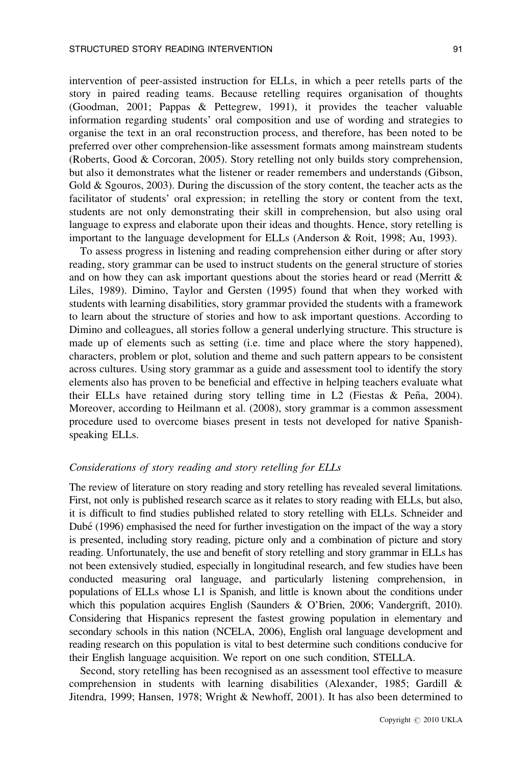intervention of peer-assisted instruction for ELLs, in which a peer retells parts of the story in paired reading teams. Because retelling requires organisation of thoughts (Goodman, 2001; Pappas & Pettegrew, 1991), it provides the teacher valuable information regarding students' oral composition and use of wording and strategies to organise the text in an oral reconstruction process, and therefore, has been noted to be preferred over other comprehension-like assessment formats among mainstream students (Roberts, Good & Corcoran, 2005). Story retelling not only builds story comprehension, but also it demonstrates what the listener or reader remembers and understands (Gibson, Gold & Sgouros, 2003). During the discussion of the story content, the teacher acts as the facilitator of students' oral expression; in retelling the story or content from the text, students are not only demonstrating their skill in comprehension, but also using oral language to express and elaborate upon their ideas and thoughts. Hence, story retelling is important to the language development for ELLs (Anderson & Roit, 1998; Au, 1993).

To assess progress in listening and reading comprehension either during or after story reading, story grammar can be used to instruct students on the general structure of stories and on how they can ask important questions about the stories heard or read (Merritt & Liles, 1989). Dimino, Taylor and Gersten (1995) found that when they worked with students with learning disabilities, story grammar provided the students with a framework to learn about the structure of stories and how to ask important questions. According to Dimino and colleagues, all stories follow a general underlying structure. This structure is made up of elements such as setting (i.e. time and place where the story happened), characters, problem or plot, solution and theme and such pattern appears to be consistent across cultures. Using story grammar as a guide and assessment tool to identify the story elements also has proven to be beneficial and effective in helping teachers evaluate what their ELLs have retained during story telling time in L2 (Fiestas & Peña, 2004). Moreover, according to Heilmann et al. (2008), story grammar is a common assessment procedure used to overcome biases present in tests not developed for native Spanish-speaking ELLs.

### *Considerations of story reading and story retelling for ELLs*

The review of literature on story reading and story retelling has revealed several limitations. First, not only is published research scarce as it relates to story reading with ELLs, but also, it is difficult to find studies published related to story retelling with ELLs. Schneider and Dubé (1996) emphasised the need for further investigation on the impact of the way a story is presented, including story reading, picture only and a combination of picture and story reading. Unfortunately, the use and benefit of story retelling and story grammar in ELLs has not been extensively studied, especially in longitudinal research, and few studies have been conducted measuring oral language, and particularly listening comprehension, in populations of ELLs whose L1 is Spanish, and little is known about the conditions under which this population acquires English (Saunders & O'Brien, 2006; Vandergrift, 2010). Considering that Hispanics represent the fastest growing population in elementary and secondary schools in this nation (NCELA, 2006), English oral language development and reading research on this population is vital to best determine such conditions conducive for their English language acquisition. We report on one such condition, STELLA.

Second, story retelling has been recognised as an assessment tool effective to measure comprehension in students with learning disabilities (Alexander, 1985; Gardill & Jitendra, 1999; Hansen, 1978; Wright & Newhoff, 2001). It has also been determined to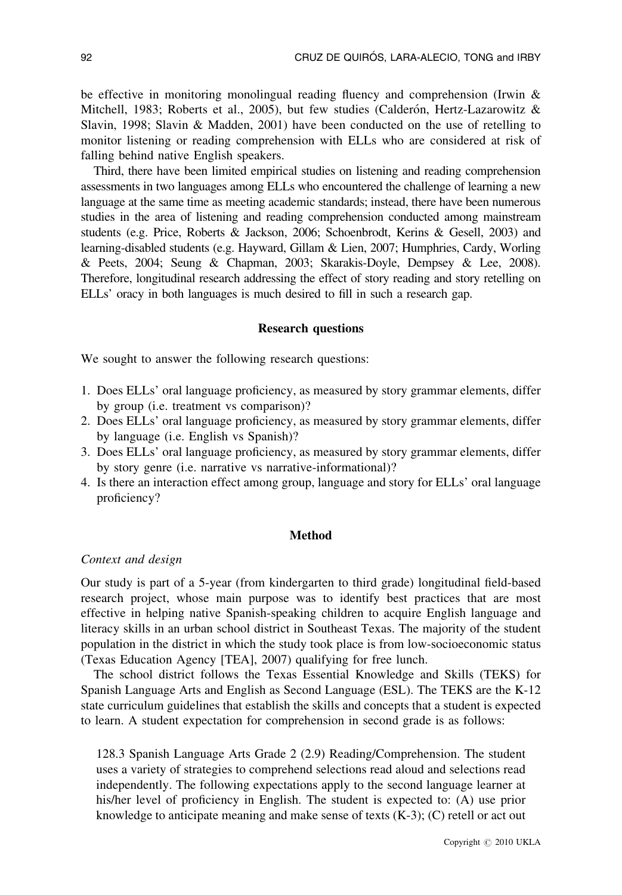be effective in monitoring monolingual reading fluency and comprehension (Irwin & Mitchell, 1983; Roberts et al., 2005), but few studies (Calderón, Hertz-Lazarowitz & Slavin, 1998; Slavin & Madden, 2001) have been conducted on the use of retelling to monitor listening or reading comprehension with ELLs who are considered at risk of falling behind native English speakers.

Third, there have been limited empirical studies on listening and reading comprehension assessments in two languages among ELLs who encountered the challenge of learning a new language at the same time as meeting academic standards; instead, there have been numerous studies in the area of listening and reading comprehension conducted among mainstream students (e.g. Price, Roberts & Jackson, 2006; Schoenbrodt, Kerins & Gesell, 2003) and learning-disabled students (e.g. Hayward, Gillam & Lien, 2007; Humphries, Cardy, Worling & Peets, 2004; Seung & Chapman, 2003; Skarakis-Doyle, Dempsey & Lee, 2008). Therefore, longitudinal research addressing the effect of story reading and story retelling on ELLs' oracy in both languages is much desired to fill in such a research gap.

## Research questions

We sought to answer the following research questions:

1. Does ELLs' oral language proficiency, as measured by story grammar elements, differ by group (i.e. treatment vs comparison)?
2. Does ELLs' oral language proficiency, as measured by story grammar elements, differ by language (i.e. English vs Spanish)?
3. Does ELLs' oral language proficiency, as measured by story grammar elements, differ by story genre (i.e. narrative vs narrative-informational)?
4. Is there an interaction effect among group, language and story for ELLs' oral language proficiency?

## Method

### *Context and design*

Our study is part of a 5-year (from kindergarten to third grade) longitudinal field-based research project, whose main purpose was to identify best practices that are most effective in helping native Spanish-speaking children to acquire English language and literacy skills in an urban school district in Southeast Texas. The majority of the student population in the district in which the study took place is from low-socioeconomic status (Texas Education Agency [TEA], 2007) qualifying for free lunch.

The school district follows the Texas Essential Knowledge and Skills (TEKS) for Spanish Language Arts and English as Second Language (ESL). The TEKS are the K-12 state curriculum guidelines that establish the skills and concepts that a student is expected to learn. A student expectation for comprehension in second grade is as follows:

> 128.3 Spanish Language Arts Grade 2 (2.9) Reading/Comprehension. The student uses a variety of strategies to comprehend selections read aloud and selections read independently. The following expectations apply to the second language learner at his/her level of proficiency in English. The student is expected to: (A) use prior knowledge to anticipate meaning and make sense of texts (K-3); (C) retell or act out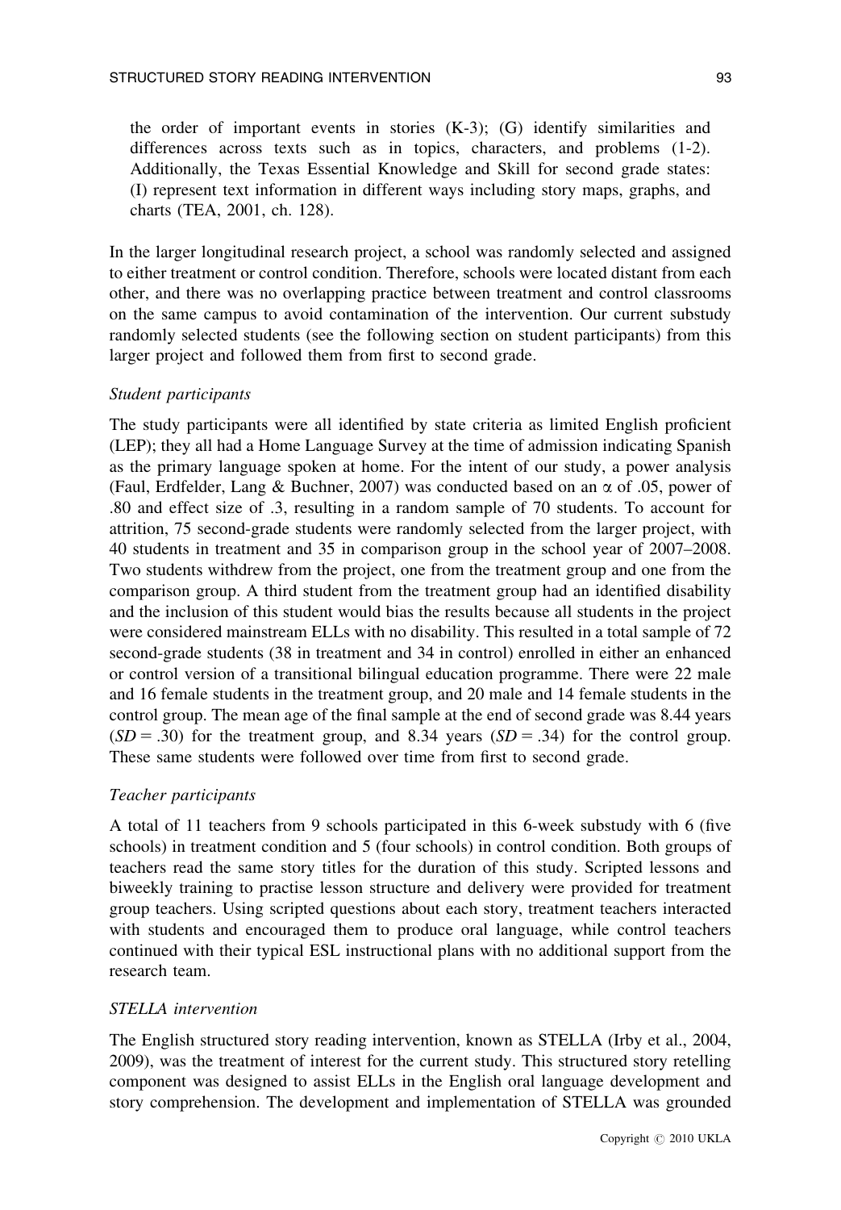the order of important events in stories (K-3); (G) identify similarities and differences across texts such as in topics, characters, and problems (1-2). Additionally, the Texas Essential Knowledge and Skill for second grade states: (I) represent text information in different ways including story maps, graphs, and charts (TEA, 2001, ch. 128).

In the larger longitudinal research project, a school was randomly selected and assigned to either treatment or control condition. Therefore, schools were located distant from each other, and there was no overlapping practice between treatment and control classrooms on the same campus to avoid contamination of the intervention. Our current substudy randomly selected students (see the following section on student participants) from this larger project and followed them from first to second grade.

### *Student participants*

The study participants were all identified by state criteria as limited English proficient (LEP); they all had a Home Language Survey at the time of admission indicating Spanish as the primary language spoken at home. For the intent of our study, a power analysis (Faul, Erdfelder, Lang & Buchner, 2007) was conducted based on an $\alpha$ of .05, power of .80 and effect size of .3, resulting in a random sample of 70 students. To account for attrition, 75 second-grade students were randomly selected from the larger project, with 40 students in treatment and 35 in comparison group in the school year of 2007–2008. Two students withdrew from the project, one from the treatment group and one from the comparison group. A third student from the treatment group had an identified disability and the inclusion of this student would bias the results because all students in the project were considered mainstream ELLs with no disability. This resulted in a total sample of 72 second-grade students (38 in treatment and 34 in control) enrolled in either an enhanced or control version of a transitional bilingual education programme. There were 22 male and 16 female students in the treatment group, and 20 male and 14 female students in the control group. The mean age of the final sample at the end of second grade was 8.44 years ($SD = .30$) for the treatment group, and 8.34 years ($SD = .34$) for the control group. These same students were followed over time from first to second grade.

### *Teacher participants*

A total of 11 teachers from 9 schools participated in this 6-week substudy with 6 (five schools) in treatment condition and 5 (four schools) in control condition. Both groups of teachers read the same story titles for the duration of this study. Scripted lessons and biweekly training to practise lesson structure and delivery were provided for treatment group teachers. Using scripted questions about each story, treatment teachers interacted with students and encouraged them to produce oral language, while control teachers continued with their typical ESL instructional plans with no additional support from the research team.

### *STELLA intervention*

The English structured story reading intervention, known as STELLA (Irby et al., 2004, 2009), was the treatment of interest for the current study. This structured story retelling component was designed to assist ELLs in the English oral language development and story comprehension. The development and implementation of STELLA was grounded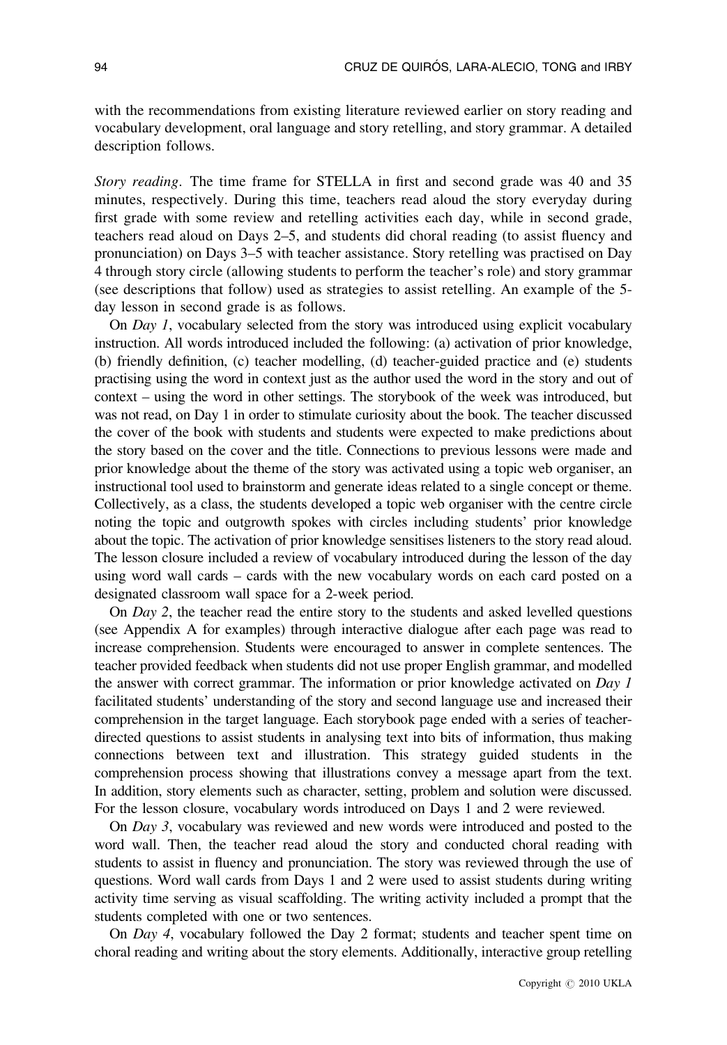with the recommendations from existing literature reviewed earlier on story reading and vocabulary development, oral language and story retelling, and story grammar. A detailed description follows.

*Story reading*. The time frame for STELLA in first and second grade was 40 and 35 minutes, respectively. During this time, teachers read aloud the story everyday during first grade with some review and retelling activities each day, while in second grade, teachers read aloud on Days 2–5, and students did choral reading (to assist fluency and pronunciation) on Days 3–5 with teacher assistance. Story retelling was practised on Day 4 through story circle (allowing students to perform the teacher's role) and story grammar (see descriptions that follow) used as strategies to assist retelling. An example of the 5-day lesson in second grade is as follows.

On *Day 1*, vocabulary selected from the story was introduced using explicit vocabulary instruction. All words introduced included the following: (a) activation of prior knowledge, (b) friendly definition, (c) teacher modelling, (d) teacher-guided practice and (e) students practising using the word in context just as the author used the word in the story and out of context – using the word in other settings. The storybook of the week was introduced, but was not read, on Day 1 in order to stimulate curiosity about the book. The teacher discussed the cover of the book with students and students were expected to make predictions about the story based on the cover and the title. Connections to previous lessons were made and prior knowledge about the theme of the story was activated using a topic web organiser, an instructional tool used to brainstorm and generate ideas related to a single concept or theme. Collectively, as a class, the students developed a topic web organiser with the centre circle noting the topic and outgrowth spokes with circles including students' prior knowledge about the topic. The activation of prior knowledge sensitises listeners to the story read aloud. The lesson closure included a review of vocabulary introduced during the lesson of the day using word wall cards – cards with the new vocabulary words on each card posted on a designated classroom wall space for a 2-week period.

On *Day 2*, the teacher read the entire story to the students and asked levelled questions (see Appendix A for examples) through interactive dialogue after each page was read to increase comprehension. Students were encouraged to answer in complete sentences. The teacher provided feedback when students did not use proper English grammar, and modelled the answer with correct grammar. The information or prior knowledge activated on *Day 1* facilitated students' understanding of the story and second language use and increased their comprehension in the target language. Each storybook page ended with a series of teacher-directed questions to assist students in analysing text into bits of information, thus making connections between text and illustration. This strategy guided students in the comprehension process showing that illustrations convey a message apart from the text. In addition, story elements such as character, setting, problem and solution were discussed. For the lesson closure, vocabulary words introduced on Days 1 and 2 were reviewed.

On *Day 3*, vocabulary was reviewed and new words were introduced and posted to the word wall. Then, the teacher read aloud the story and conducted choral reading with students to assist in fluency and pronunciation. The story was reviewed through the use of questions. Word wall cards from Days 1 and 2 were used to assist students during writing activity time serving as visual scaffolding. The writing activity included a prompt that the students completed with one or two sentences.

On *Day 4*, vocabulary followed the Day 2 format; students and teacher spent time on choral reading and writing about the story elements. Additionally, interactive group retelling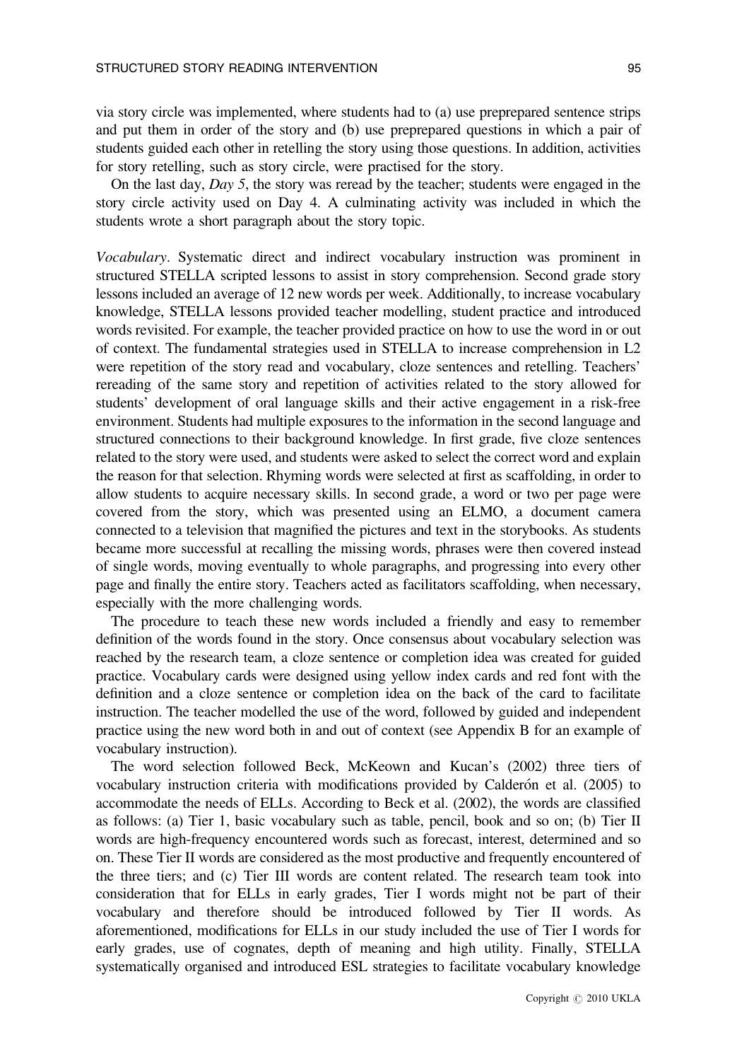via story circle was implemented, where students had to (a) use preprepared sentence strips and put them in order of the story and (b) use preprepared questions in which a pair of students guided each other in retelling the story using those questions. In addition, activities for story retelling, such as story circle, were practised for the story.

On the last day, *Day 5*, the story was reread by the teacher; students were engaged in the story circle activity used on Day 4. A culminating activity was included in which the students wrote a short paragraph about the story topic.

*Vocabulary*. Systematic direct and indirect vocabulary instruction was prominent in structured STELLA scripted lessons to assist in story comprehension. Second grade story lessons included an average of 12 new words per week. Additionally, to increase vocabulary knowledge, STELLA lessons provided teacher modelling, student practice and introduced words revisited. For example, the teacher provided practice on how to use the word in or out of context. The fundamental strategies used in STELLA to increase comprehension in L2 were repetition of the story read and vocabulary, cloze sentences and retelling. Teachers' rereading of the same story and repetition of activities related to the story allowed for students' development of oral language skills and their active engagement in a risk-free environment. Students had multiple exposures to the information in the second language and structured connections to their background knowledge. In first grade, five cloze sentences related to the story were used, and students were asked to select the correct word and explain the reason for that selection. Rhyming words were selected at first as scaffolding, in order to allow students to acquire necessary skills. In second grade, a word or two per page were covered from the story, which was presented using an ELMO, a document camera connected to a television that magnified the pictures and text in the storybooks. As students became more successful at recalling the missing words, phrases were then covered instead of single words, moving eventually to whole paragraphs, and progressing into every other page and finally the entire story. Teachers acted as facilitators scaffolding, when necessary, especially with the more challenging words.

The procedure to teach these new words included a friendly and easy to remember definition of the words found in the story. Once consensus about vocabulary selection was reached by the research team, a cloze sentence or completion idea was created for guided practice. Vocabulary cards were designed using yellow index cards and red font with the definition and a cloze sentence or completion idea on the back of the card to facilitate instruction. The teacher modelled the use of the word, followed by guided and independent practice using the new word both in and out of context (see Appendix B for an example of vocabulary instruction).

The word selection followed Beck, McKeown and Kucan's (2002) three tiers of vocabulary instruction criteria with modifications provided by Calderón et al. (2005) to accommodate the needs of ELLs. According to Beck et al. (2002), the words are classified as follows: (a) Tier 1, basic vocabulary such as table, pencil, book and so on; (b) Tier II words are high-frequency encountered words such as forecast, interest, determined and so on. These Tier II words are considered as the most productive and frequently encountered of the three tiers; and (c) Tier III words are content related. The research team took into consideration that for ELLs in early grades, Tier I words might not be part of their vocabulary and therefore should be introduced followed by Tier II words. As aforementioned, modifications for ELLs in our study included the use of Tier I words for early grades, use of cognates, depth of meaning and high utility. Finally, STELLA systematically organised and introduced ESL strategies to facilitate vocabulary knowledge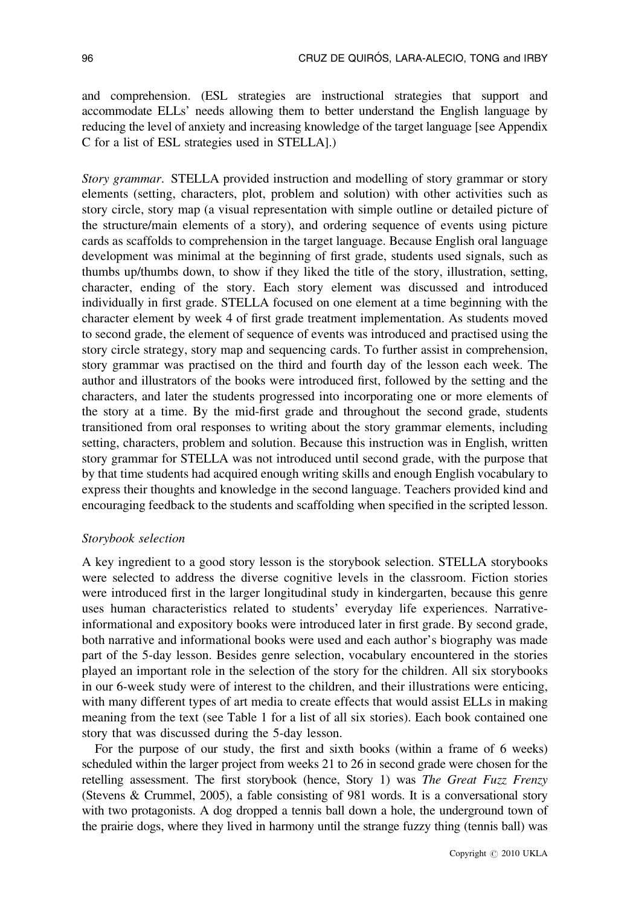and comprehension. (ESL strategies are instructional strategies that support and accommodate ELLs' needs allowing them to better understand the English language by reducing the level of anxiety and increasing knowledge of the target language [see Appendix C for a list of ESL strategies used in STELLA].)

*Story grammar*. STELLA provided instruction and modelling of story grammar or story elements (setting, characters, plot, problem and solution) with other activities such as story circle, story map (a visual representation with simple outline or detailed picture of the structure/main elements of a story), and ordering sequence of events using picture cards as scaffolds to comprehension in the target language. Because English oral language development was minimal at the beginning of first grade, students used signals, such as thumbs up/thumbs down, to show if they liked the title of the story, illustration, setting, character, ending of the story. Each story element was discussed and introduced individually in first grade. STELLA focused on one element at a time beginning with the character element by week 4 of first grade treatment implementation. As students moved to second grade, the element of sequence of events was introduced and practised using the story circle strategy, story map and sequencing cards. To further assist in comprehension, story grammar was practised on the third and fourth day of the lesson each week. The author and illustrators of the books were introduced first, followed by the setting and the characters, and later the students progressed into incorporating one or more elements of the story at a time. By the mid-first grade and throughout the second grade, students transitioned from oral responses to writing about the story grammar elements, including setting, characters, problem and solution. Because this instruction was in English, written story grammar for STELLA was not introduced until second grade, with the purpose that by that time students had acquired enough writing skills and enough English vocabulary to express their thoughts and knowledge in the second language. Teachers provided kind and encouraging feedback to the students and scaffolding when specified in the scripted lesson.

### *Storybook selection*

A key ingredient to a good story lesson is the storybook selection. STELLA storybooks were selected to address the diverse cognitive levels in the classroom. Fiction stories were introduced first in the larger longitudinal study in kindergarten, because this genre uses human characteristics related to students' everyday life experiences. Narrative-informational and expository books were introduced later in first grade. By second grade, both narrative and informational books were used and each author's biography was made part of the 5-day lesson. Besides genre selection, vocabulary encountered in the stories played an important role in the selection of the story for the children. All six storybooks in our 6-week study were of interest to the children, and their illustrations were enticing, with many different types of art media to create effects that would assist ELLs in making meaning from the text (see Table 1 for a list of all six stories). Each book contained one story that was discussed during the 5-day lesson.

For the purpose of our study, the first and sixth books (within a frame of 6 weeks) scheduled within the larger project from weeks 21 to 26 in second grade were chosen for the retelling assessment. The first storybook (hence, Story 1) was *The Great Fuzz Frenzy* (Stevens & Crummel, 2005), a fable consisting of 981 words. It is a conversational story with two protagonists. A dog dropped a tennis ball down a hole, the underground town of the prairie dogs, where they lived in harmony until the strange fuzzy thing (tennis ball) was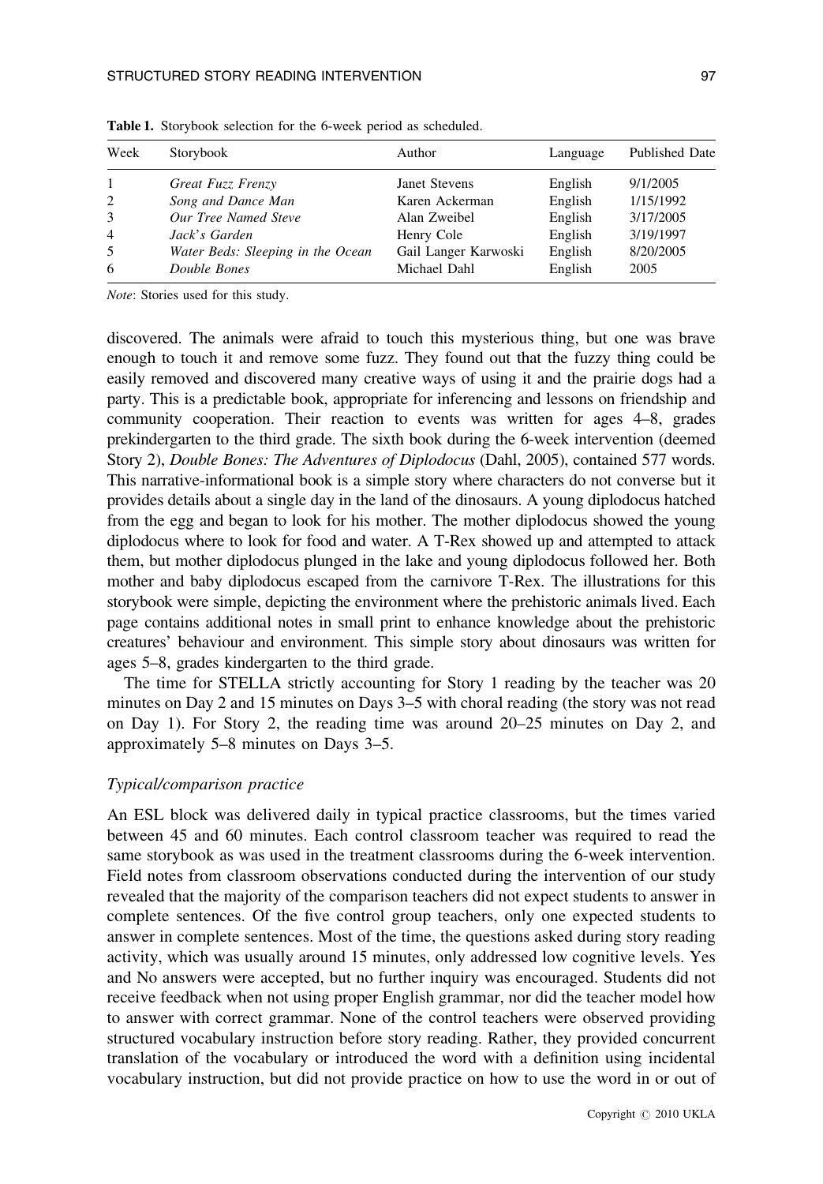**Table 1.** Storybook selection for the 6-week period as scheduled.

| Week | Storybook | Author | Language | Published Date |
|---|---|---|---|---|
| 1 | *Great Fuzz Frenzy* | Janet Stevens | English | 9/1/2005 |
| 2 | *Song and Dance Man* | Karen Ackerman | English | 1/15/1992 |
| 3 | *Our Tree Named Steve* | Alan Zweibel | English | 3/17/2005 |
| 4 | *Jack's Garden* | Henry Cole | English | 3/19/1997 |
| 5 | *Water Beds: Sleeping in the Ocean* | Gail Langer Karwoski | English | 8/20/2005 |
| 6 | *Double Bones* | Michael Dahl | English | 2005 |

*Note*: Stories used for this study.

discovered. The animals were afraid to touch this mysterious thing, but one was brave enough to touch it and remove some fuzz. They found out that the fuzzy thing could be easily removed and discovered many creative ways of using it and the prairie dogs had a party. This is a predictable book, appropriate for inferencing and lessons on friendship and community cooperation. Their reaction to events was written for ages 4–8, grades prekindergarten to the third grade. The sixth book during the 6-week intervention (deemed Story 2), *Double Bones: The Adventures of Diplodocus* (Dahl, 2005), contained 577 words. This narrative-informational book is a simple story where characters do not converse but it provides details about a single day in the land of the dinosaurs. A young diplodocus hatched from the egg and began to look for his mother. The mother diplodocus showed the young diplodocus where to look for food and water. A T-Rex showed up and attempted to attack them, but mother diplodocus plunged in the lake and young diplodocus followed her. Both mother and baby diplodocus escaped from the carnivore T-Rex. The illustrations for this storybook were simple, depicting the environment where the prehistoric animals lived. Each page contains additional notes in small print to enhance knowledge about the prehistoric creatures' behaviour and environment. This simple story about dinosaurs was written for ages 5–8, grades kindergarten to the third grade.

The time for STELLA strictly accounting for Story 1 reading by the teacher was 20 minutes on Day 2 and 15 minutes on Days 3–5 with choral reading (the story was not read on Day 1). For Story 2, the reading time was around 20–25 minutes on Day 2, and approximately 5–8 minutes on Days 3–5.

### *Typical/comparison practice*

An ESL block was delivered daily in typical practice classrooms, but the times varied between 45 and 60 minutes. Each control classroom teacher was required to read the same storybook as was used in the treatment classrooms during the 6-week intervention. Field notes from classroom observations conducted during the intervention of our study revealed that the majority of the comparison teachers did not expect students to answer in complete sentences. Of the five control group teachers, only one expected students to answer in complete sentences. Most of the time, the questions asked during story reading activity, which was usually around 15 minutes, only addressed low cognitive levels. Yes and No answers were accepted, but no further inquiry was encouraged. Students did not receive feedback when not using proper English grammar, nor did the teacher model how to answer with correct grammar. None of the control teachers were observed providing structured vocabulary instruction before story reading. Rather, they provided concurrent translation of the vocabulary or introduced the word with a definition using incidental vocabulary instruction, but did not provide practice on how to use the word in or out of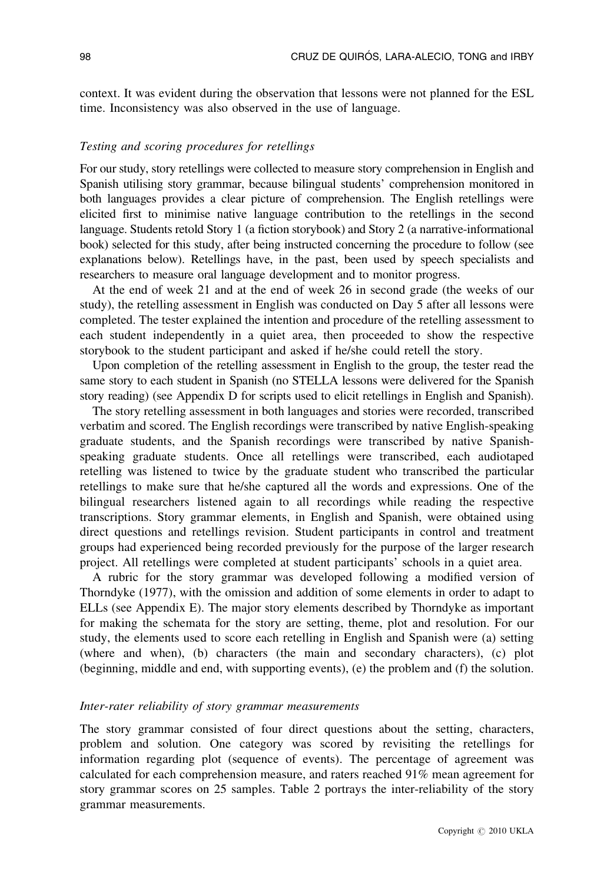context. It was evident during the observation that lessons were not planned for the ESL time. Inconsistency was also observed in the use of language.

### *Testing and scoring procedures for retellings*

For our study, story retellings were collected to measure story comprehension in English and Spanish utilising story grammar, because bilingual students' comprehension monitored in both languages provides a clear picture of comprehension. The English retellings were elicited first to minimise native language contribution to the retellings in the second language. Students retold Story 1 (a fiction storybook) and Story 2 (a narrative-informational book) selected for this study, after being instructed concerning the procedure to follow (see explanations below). Retellings have, in the past, been used by speech specialists and researchers to measure oral language development and to monitor progress.

At the end of week 21 and at the end of week 26 in second grade (the weeks of our study), the retelling assessment in English was conducted on Day 5 after all lessons were completed. The tester explained the intention and procedure of the retelling assessment to each student independently in a quiet area, then proceeded to show the respective storybook to the student participant and asked if he/she could retell the story.

Upon completion of the retelling assessment in English to the group, the tester read the same story to each student in Spanish (no STELLA lessons were delivered for the Spanish story reading) (see Appendix D for scripts used to elicit retellings in English and Spanish).

The story retelling assessment in both languages and stories were recorded, transcribed verbatim and scored. The English recordings were transcribed by native English-speaking graduate students, and the Spanish recordings were transcribed by native Spanish-speaking graduate students. Once all retellings were transcribed, each audiotaped retelling was listened to twice by the graduate student who transcribed the particular retellings to make sure that he/she captured all the words and expressions. One of the bilingual researchers listened again to all recordings while reading the respective transcriptions. Story grammar elements, in English and Spanish, were obtained using direct questions and retellings revision. Student participants in control and treatment groups had experienced being recorded previously for the purpose of the larger research project. All retellings were completed at student participants' schools in a quiet area.

A rubric for the story grammar was developed following a modified version of Thorndyke (1977), with the omission and addition of some elements in order to adapt to ELLs (see Appendix E). The major story elements described by Thorndyke as important for making the schemata for the story are setting, theme, plot and resolution. For our study, the elements used to score each retelling in English and Spanish were (a) setting (where and when), (b) characters (the main and secondary characters), (c) plot (beginning, middle and end, with supporting events), (e) the problem and (f) the solution.

### *Inter-rater reliability of story grammar measurements*

The story grammar consisted of four direct questions about the setting, characters, problem and solution. One category was scored by revisiting the retellings for information regarding plot (sequence of events). The percentage of agreement was calculated for each comprehension measure, and raters reached 91% mean agreement for story grammar scores on 25 samples. Table 2 portrays the inter-reliability of the story grammar measurements.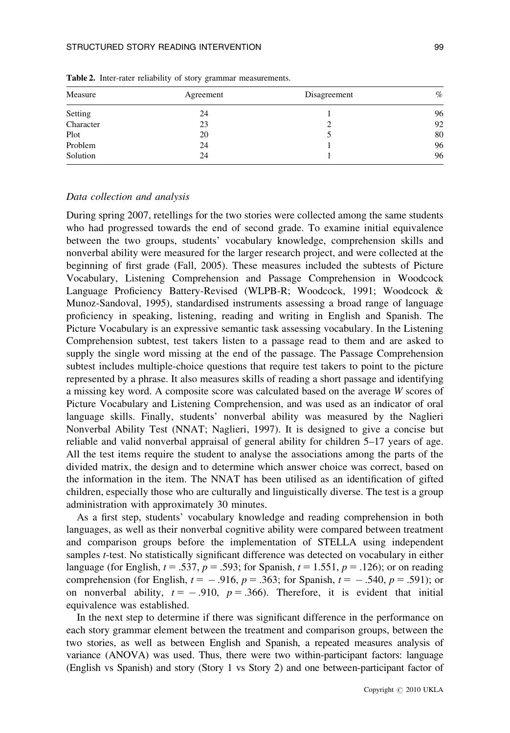**Table 2.** Inter-rater reliability of story grammar measurements.

| Measure | Agreement | Disagreement | % |
|---|---|---|---|
| Setting | 24 | 1 | 96 |
| Character | 23 | 2 | 92 |
| Plot | 20 | 5 | 80 |
| Problem | 24 | 1 | 96 |
| Solution | 24 | 1 | 96 |

### *Data collection and analysis*

During spring 2007, retellings for the two stories were collected among the same students who had progressed towards the end of second grade. To examine initial equivalence between the two groups, students' vocabulary knowledge, comprehension skills and nonverbal ability were measured for the larger research project, and were collected at the beginning of first grade (Fall, 2005). These measures included the subtests of Picture Vocabulary, Listening Comprehension and Passage Comprehension in Woodcock Language Proficiency Battery-Revised (WLPB-R; Woodcock, 1991; Woodcock & Munoz-Sandoval, 1995), standardised instruments assessing a broad range of language proficiency in speaking, listening, reading and writing in English and Spanish. The Picture Vocabulary is an expressive semantic task assessing vocabulary. In the Listening Comprehension subtest, test takers listen to a passage read to them and are asked to supply the single word missing at the end of the passage. The Passage Comprehension subtest includes multiple-choice questions that require test takers to point to the picture represented by a phrase. It also measures skills of reading a short passage and identifying a missing key word. A composite score was calculated based on the average *W* scores of Picture Vocabulary and Listening Comprehension, and was used as an indicator of oral language skills. Finally, students' nonverbal ability was measured by the Naglieri Nonverbal Ability Test (NNAT; Naglieri, 1997). It is designed to give a concise but reliable and valid nonverbal appraisal of general ability for children 5–17 years of age. All the test items require the student to analyse the associations among the parts of the divided matrix, the design and to determine which answer choice was correct, based on the information in the item. The NNAT has been utilised as an identification of gifted children, especially those who are culturally and linguistically diverse. The test is a group administration with approximately 30 minutes.

As a first step, students' vocabulary knowledge and reading comprehension in both languages, as well as their nonverbal cognitive ability were compared between treatment and comparison groups before the implementation of STELLA using independent samples *t*-test. No statistically significant difference was detected on vocabulary in either language (for English, $t = .537$, $p = .593$; for Spanish, $t = 1.551$, $p = .126$); or on reading comprehension (for English, $t = -.916$, $p = .363$; for Spanish, $t = -.540$, $p = .591$); or on nonverbal ability, $t = -.910$, $p = .366$). Therefore, it is evident that initial equivalence was established.

In the next step to determine if there was significant difference in the performance on each story grammar element between the treatment and comparison groups, between the two stories, as well as between English and Spanish, a repeated measures analysis of variance (ANOVA) was used. Thus, there were two within-participant factors: language (English vs Spanish) and story (Story 1 vs Story 2) and one between-participant factor of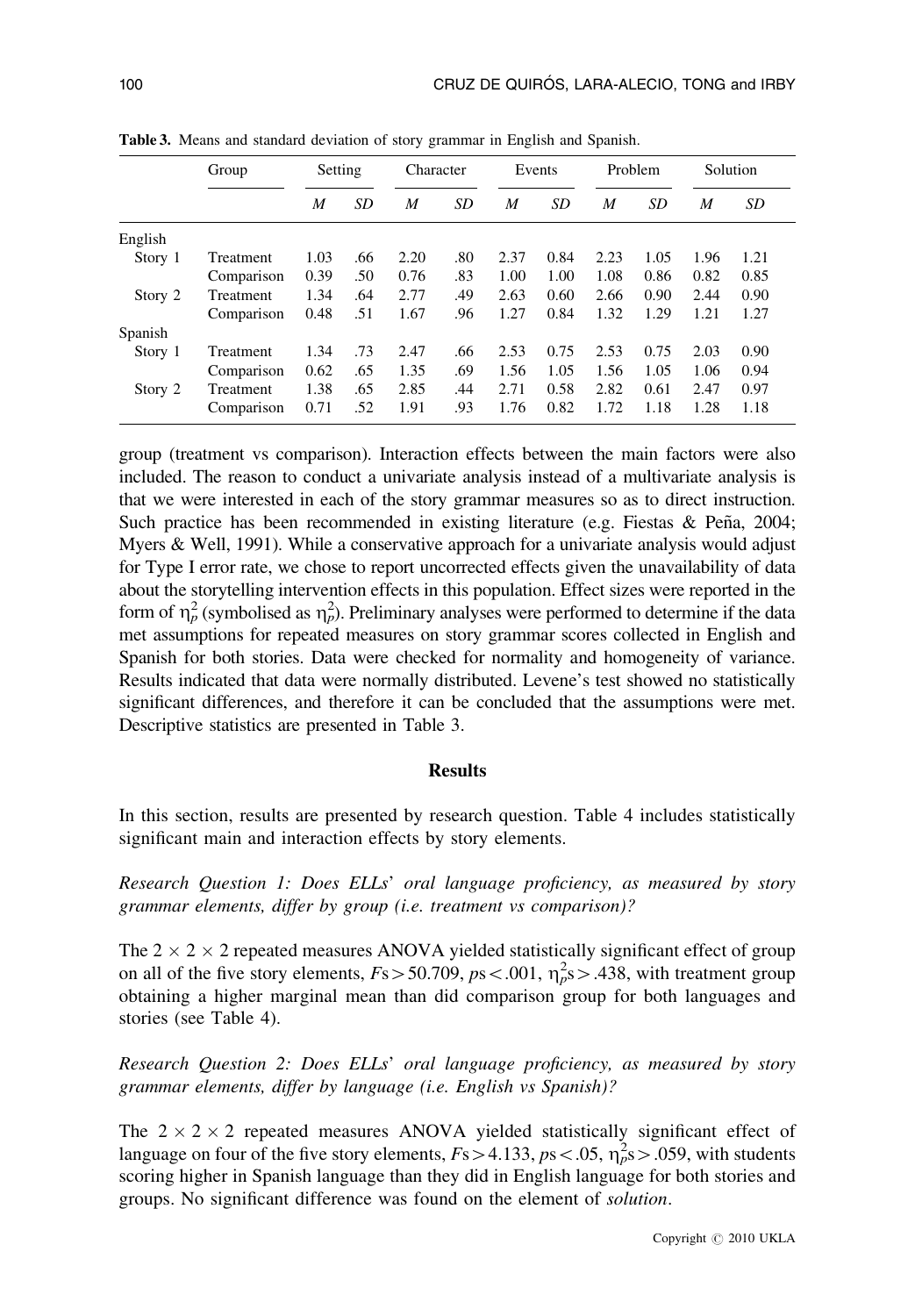**Table 3.** Means and standard deviation of story grammar in English and Spanish.

| | Group | Setting | | Character | | Events | | Problem | | Solution | |
|---|---|---|---|---|---|---|---|---|---|---|---|
| | | *M* | *SD* | *M* | *SD* | *M* | *SD* | *M* | *SD* | *M* | *SD* |
| English | | | | | | | | | | | |
| Story 1 | Treatment | 1.03 | .66 | 2.20 | .80 | 2.37 | 0.84 | 2.23 | 1.05 | 1.96 | 1.21 |
| | Comparison | 0.39 | .50 | 0.76 | .83 | 1.00 | 1.00 | 1.08 | 0.86 | 0.82 | 0.85 |
| Story 2 | Treatment | 1.34 | .64 | 2.77 | .49 | 2.63 | 0.60 | 2.66 | 0.90 | 2.44 | 0.90 |
| | Comparison | 0.48 | .51 | 1.67 | .96 | 1.27 | 0.84 | 1.32 | 1.29 | 1.21 | 1.27 |
| Spanish | | | | | | | | | | | |
| Story 1 | Treatment | 1.34 | .73 | 2.47 | .66 | 2.53 | 0.75 | 2.53 | 0.75 | 2.03 | 0.90 |
| | Comparison | 0.62 | .65 | 1.35 | .69 | 1.56 | 1.05 | 1.56 | 1.05 | 1.06 | 0.94 |
| Story 2 | Treatment | 1.38 | .65 | 2.85 | .44 | 2.71 | 0.58 | 2.82 | 0.61 | 2.47 | 0.97 |
| | Comparison | 0.71 | .52 | 1.91 | .93 | 1.76 | 0.82 | 1.72 | 1.18 | 1.28 | 1.18 |

group (treatment vs comparison). Interaction effects between the main factors were also included. The reason to conduct a univariate analysis instead of a multivariate analysis is that we were interested in each of the story grammar measures so as to direct instruction. Such practice has been recommended in existing literature (e.g. Fiestas & Peña, 2004; Myers & Well, 1991). While a conservative approach for a univariate analysis would adjust for Type I error rate, we chose to report uncorrected effects given the unavailability of data about the storytelling intervention effects in this population. Effect sizes were reported in the form of $\eta_p^2$ (symbolised as $\eta_p^2$). Preliminary analyses were performed to determine if the data met assumptions for repeated measures on story grammar scores collected in English and Spanish for both stories. Data were checked for normality and homogeneity of variance. Results indicated that data were normally distributed. Levene's test showed no statistically significant differences, and therefore it can be concluded that the assumptions were met. Descriptive statistics are presented in Table 3.

## Results

In this section, results are presented by research question. Table 4 includes statistically significant main and interaction effects by story elements.

*Research Question 1: Does ELLs' oral language proficiency, as measured by story grammar elements, differ by group (i.e. treatment vs comparison)?*

The $2 \times 2 \times 2$ repeated measures ANOVA yielded statistically significant effect of group on all of the five story elements, $F\text{s} > 50.709$, $p\text{s} < .001$, $\eta_p^2\text{s} > .438$, with treatment group obtaining a higher marginal mean than did comparison group for both languages and stories (see Table 4).

*Research Question 2: Does ELLs' oral language proficiency, as measured by story grammar elements, differ by language (i.e. English vs Spanish)?*

The $2 \times 2 \times 2$ repeated measures ANOVA yielded statistically significant effect of language on four of the five story elements, $F\text{s} > 4.133$, $p\text{s} < .05$, $\eta_p^2\text{s} > .059$, with students scoring higher in Spanish language than they did in English language for both stories and groups. No significant difference was found on the element of *solution*.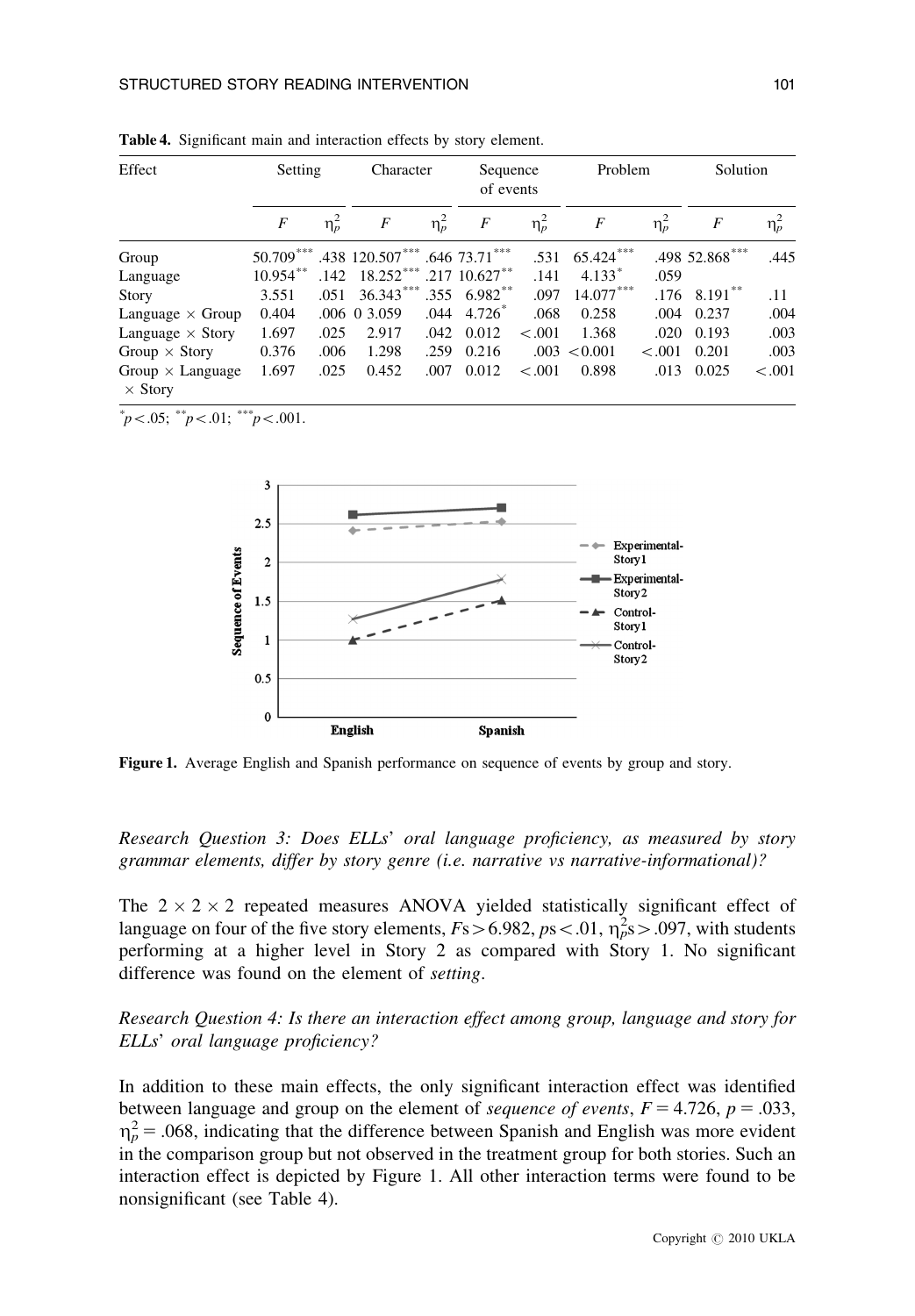**Table 4.** Significant main and interaction effects by story element.

| Effect | Setting | | Character | | Sequence of events | | Problem | | Solution | |
|---|---|---|---|---|---|---|---|---|---|---|
| | $F$ | $\eta_p^2$ | $F$ | $\eta_p^2$ | $F$ | $\eta_p^2$ | $F$ | $\eta_p^2$ | $F$ | $\eta_p^2$ |
| Group | 50.709*** | .438 | 120.507*** | .646 | 73.71*** | .531 | 65.424*** | .498 | 52.868*** | .445 |
| Language | 10.954** | .142 | 18.252*** | .217 | 10.627** | .141 | 4.133* | .059 | | |
| Story | 3.551 | .051 | 36.343*** | .355 | 6.982** | .097 | 14.077*** | .176 | 8.191** | .11 |
| Language × Group | 0.404 | .006 | 0 3.059 | .044 | 4.726* | .068 | 0.258 | .004 | 0.237 | .004 |
| Language × Story | 1.697 | .025 | 2.917 | .042 | 0.012 | <.001 | 1.368 | .020 | 0.193 | .003 |
| Group × Story | 0.376 | .006 | 1.298 | .259 | 0.216 | .003 | <0.001 | <.001 | 0.201 | .003 |
| Group × Language × Story | 1.697 | .025 | 0.452 | .007 | 0.012 | <.001 | 0.898 | .013 | 0.025 | <.001 |

*$p < .05$; **$p < .01$; ***$p < .001$.

**Figure 1.** Average English and Spanish performance on sequence of events by group and story.

*Research Question 3: Does ELLs' oral language proficiency, as measured by story grammar elements, differ by story genre (i.e. narrative vs narrative-informational)?*

The $2 \times 2 \times 2$ repeated measures ANOVA yielded statistically significant effect of language on four of the five story elements, $F\text{s} > 6.982$, $p\text{s} < .01$, $\eta_p^2\text{s} > .097$, with students performing at a higher level in Story 2 as compared with Story 1. No significant difference was found on the element of *setting*.

*Research Question 4: Is there an interaction effect among group, language and story for ELLs' oral language proficiency?*

In addition to these main effects, the only significant interaction effect was identified between language and group on the element of *sequence of events*, $F = 4.726$, $p = .033$, $\eta_p^2 = .068$, indicating that the difference between Spanish and English was more evident in the comparison group but not observed in the treatment group for both stories. Such an interaction effect is depicted by Figure 1. All other interaction terms were found to be nonsignificant (see Table 4).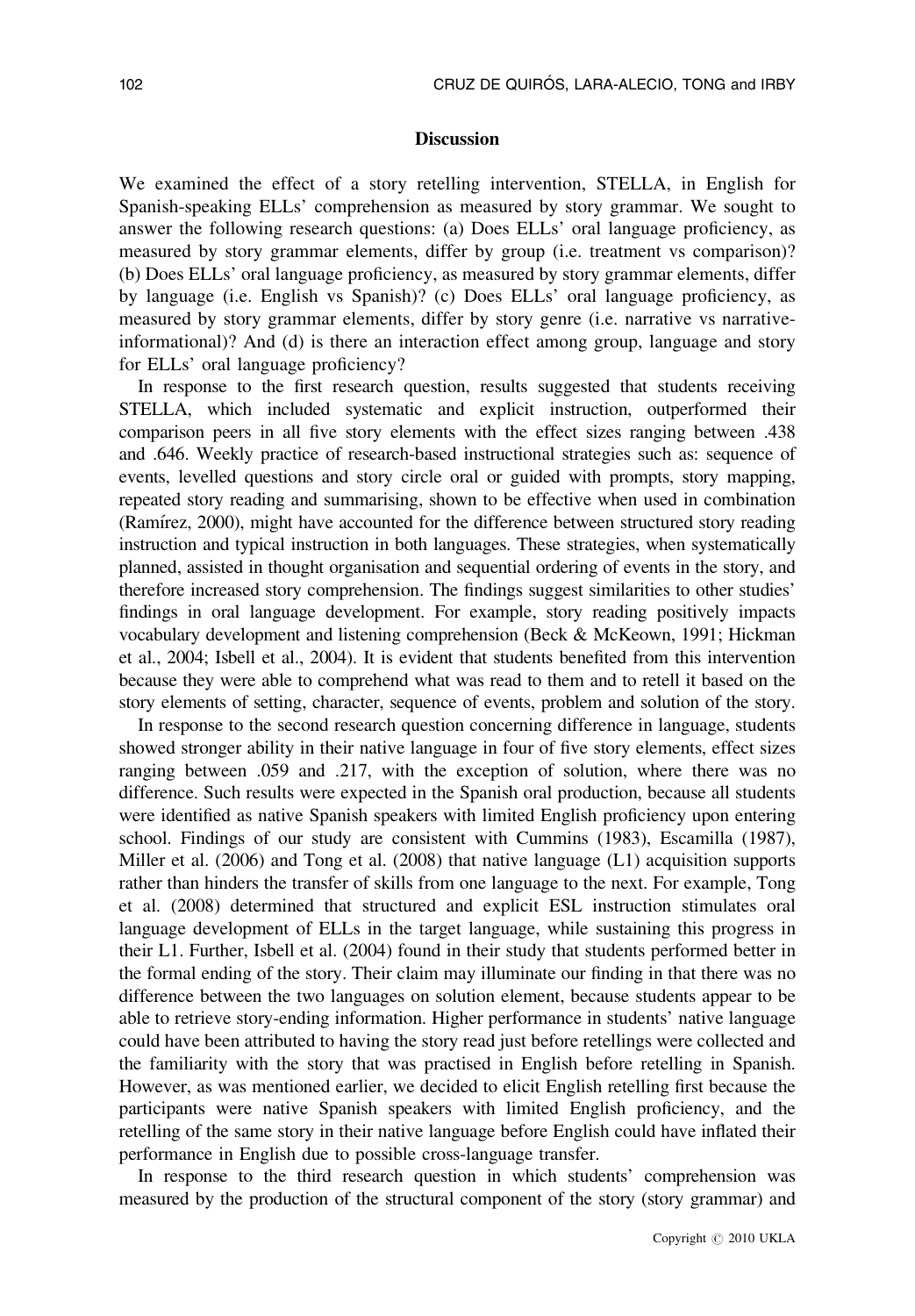## Discussion

We examined the effect of a story retelling intervention, STELLA, in English for Spanish-speaking ELLs' comprehension as measured by story grammar. We sought to answer the following research questions: (a) Does ELLs' oral language proficiency, as measured by story grammar elements, differ by group (i.e. treatment vs comparison)? (b) Does ELLs' oral language proficiency, as measured by story grammar elements, differ by language (i.e. English vs Spanish)? (c) Does ELLs' oral language proficiency, as measured by story grammar elements, differ by story genre (i.e. narrative vs narrative-informational)? And (d) is there an interaction effect among group, language and story for ELLs' oral language proficiency?

In response to the first research question, results suggested that students receiving STELLA, which included systematic and explicit instruction, outperformed their comparison peers in all five story elements with the effect sizes ranging between .438 and .646. Weekly practice of research-based instructional strategies such as: sequence of events, levelled questions and story circle oral or guided with prompts, story mapping, repeated story reading and summarising, shown to be effective when used in combination (Ramírez, 2000), might have accounted for the difference between structured story reading instruction and typical instruction in both languages. These strategies, when systematically planned, assisted in thought organisation and sequential ordering of events in the story, and therefore increased story comprehension. The findings suggest similarities to other studies' findings in oral language development. For example, story reading positively impacts vocabulary development and listening comprehension (Beck & McKeown, 1991; Hickman et al., 2004; Isbell et al., 2004). It is evident that students benefited from this intervention because they were able to comprehend what was read to them and to retell it based on the story elements of setting, character, sequence of events, problem and solution of the story.

In response to the second research question concerning difference in language, students showed stronger ability in their native language in four of five story elements, effect sizes ranging between .059 and .217, with the exception of solution, where there was no difference. Such results were expected in the Spanish oral production, because all students were identified as native Spanish speakers with limited English proficiency upon entering school. Findings of our study are consistent with Cummins (1983), Escamilla (1987), Miller et al. (2006) and Tong et al. (2008) that native language (L1) acquisition supports rather than hinders the transfer of skills from one language to the next. For example, Tong et al. (2008) determined that structured and explicit ESL instruction stimulates oral language development of ELLs in the target language, while sustaining this progress in their L1. Further, Isbell et al. (2004) found in their study that students performed better in the formal ending of the story. Their claim may illuminate our finding in that there was no difference between the two languages on solution element, because students appear to be able to retrieve story-ending information. Higher performance in students' native language could have been attributed to having the story read just before retellings were collected and the familiarity with the story that was practised in English before retelling in Spanish. However, as was mentioned earlier, we decided to elicit English retelling first because the participants were native Spanish speakers with limited English proficiency, and the retelling of the same story in their native language before English could have inflated their performance in English due to possible cross-language transfer.

In response to the third research question in which students' comprehension was measured by the production of the structural component of the story (story grammar) and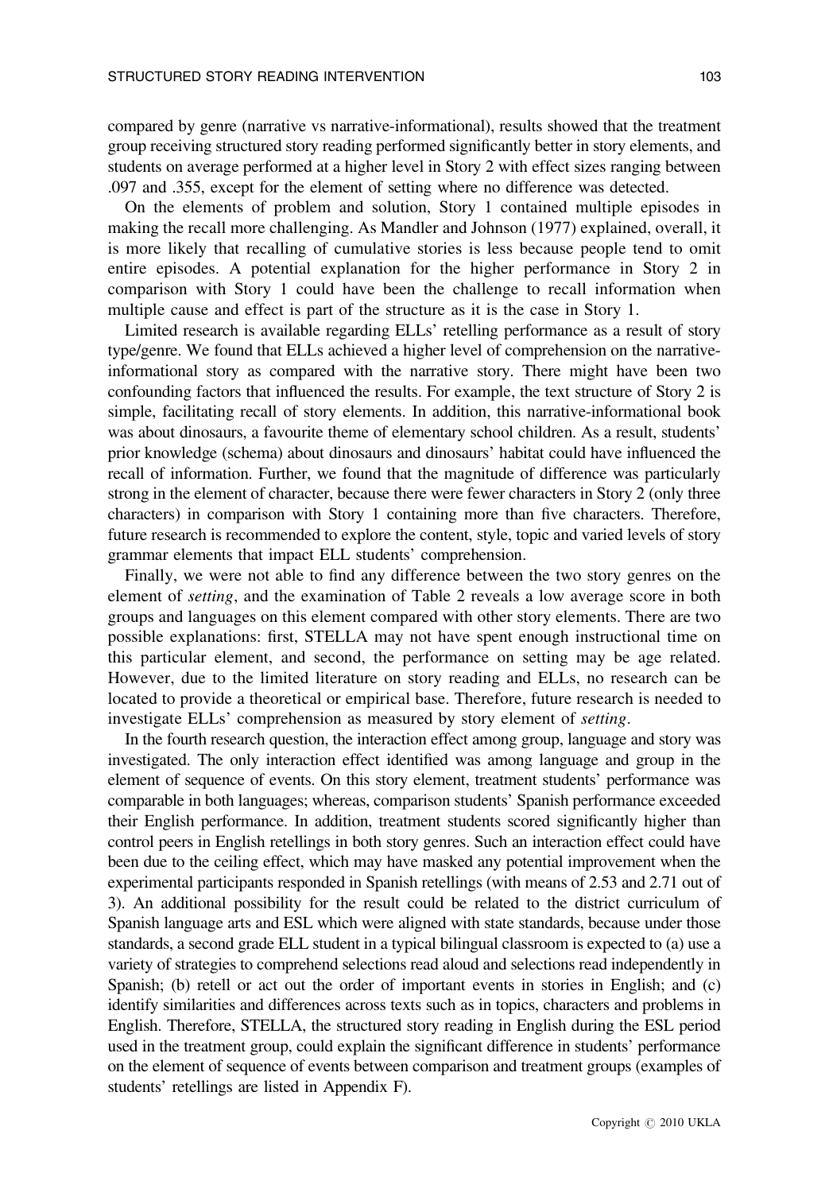compared by genre (narrative vs narrative-informational), results showed that the treatment group receiving structured story reading performed significantly better in story elements, and students on average performed at a higher level in Story 2 with effect sizes ranging between .097 and .355, except for the element of setting where no difference was detected.

On the elements of problem and solution, Story 1 contained multiple episodes in making the recall more challenging. As Mandler and Johnson (1977) explained, overall, it is more likely that recalling of cumulative stories is less because people tend to omit entire episodes. A potential explanation for the higher performance in Story 2 in comparison with Story 1 could have been the challenge to recall information when multiple cause and effect is part of the structure as it is the case in Story 1.

Limited research is available regarding ELLs' retelling performance as a result of story type/genre. We found that ELLs achieved a higher level of comprehension on the narrative-informational story as compared with the narrative story. There might have been two confounding factors that influenced the results. For example, the text structure of Story 2 is simple, facilitating recall of story elements. In addition, this narrative-informational book was about dinosaurs, a favourite theme of elementary school children. As a result, students' prior knowledge (schema) about dinosaurs and dinosaurs' habitat could have influenced the recall of information. Further, we found that the magnitude of difference was particularly strong in the element of character, because there were fewer characters in Story 2 (only three characters) in comparison with Story 1 containing more than five characters. Therefore, future research is recommended to explore the content, style, topic and varied levels of story grammar elements that impact ELL students' comprehension.

Finally, we were not able to find any difference between the two story genres on the element of *setting*, and the examination of Table 2 reveals a low average score in both groups and languages on this element compared with other story elements. There are two possible explanations: first, STELLA may not have spent enough instructional time on this particular element, and second, the performance on setting may be age related. However, due to the limited literature on story reading and ELLs, no research can be located to provide a theoretical or empirical base. Therefore, future research is needed to investigate ELLs' comprehension as measured by story element of *setting*.

In the fourth research question, the interaction effect among group, language and story was investigated. The only interaction effect identified was among language and group in the element of sequence of events. On this story element, treatment students' performance was comparable in both languages; whereas, comparison students' Spanish performance exceeded their English performance. In addition, treatment students scored significantly higher than control peers in English retellings in both story genres. Such an interaction effect could have been due to the ceiling effect, which may have masked any potential improvement when the experimental participants responded in Spanish retellings (with means of 2.53 and 2.71 out of 3). An additional possibility for the result could be related to the district curriculum of Spanish language arts and ESL which were aligned with state standards, because under those standards, a second grade ELL student in a typical bilingual classroom is expected to (a) use a variety of strategies to comprehend selections read aloud and selections read independently in Spanish; (b) retell or act out the order of important events in stories in English; and (c) identify similarities and differences across texts such as in topics, characters and problems in English. Therefore, STELLA, the structured story reading in English during the ESL period used in the treatment group, could explain the significant difference in students' performance on the element of sequence of events between comparison and treatment groups (examples of students' retellings are listed in Appendix F).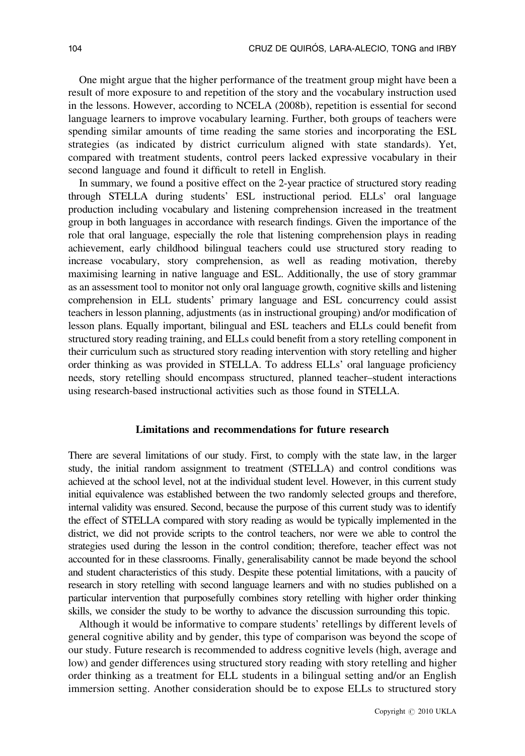One might argue that the higher performance of the treatment group might have been a result of more exposure to and repetition of the story and the vocabulary instruction used in the lessons. However, according to NCELA (2008b), repetition is essential for second language learners to improve vocabulary learning. Further, both groups of teachers were spending similar amounts of time reading the same stories and incorporating the ESL strategies (as indicated by district curriculum aligned with state standards). Yet, compared with treatment students, control peers lacked expressive vocabulary in their second language and found it difficult to retell in English.

In summary, we found a positive effect on the 2-year practice of structured story reading through STELLA during students' ESL instructional period. ELLs' oral language production including vocabulary and listening comprehension increased in the treatment group in both languages in accordance with research findings. Given the importance of the role that oral language, especially the role that listening comprehension plays in reading achievement, early childhood bilingual teachers could use structured story reading to increase vocabulary, story comprehension, as well as reading motivation, thereby maximising learning in native language and ESL. Additionally, the use of story grammar as an assessment tool to monitor not only oral language growth, cognitive skills and listening comprehension in ELL students' primary language and ESL concurrency could assist teachers in lesson planning, adjustments (as in instructional grouping) and/or modification of lesson plans. Equally important, bilingual and ESL teachers and ELLs could benefit from structured story reading training, and ELLs could benefit from a story retelling component in their curriculum such as structured story reading intervention with story retelling and higher order thinking as was provided in STELLA. To address ELLs' oral language proficiency needs, story retelling should encompass structured, planned teacher–student interactions using research-based instructional activities such as those found in STELLA.

## Limitations and recommendations for future research

There are several limitations of our study. First, to comply with the state law, in the larger study, the initial random assignment to treatment (STELLA) and control conditions was achieved at the school level, not at the individual student level. However, in this current study initial equivalence was established between the two randomly selected groups and therefore, internal validity was ensured. Second, because the purpose of this current study was to identify the effect of STELLA compared with story reading as would be typically implemented in the district, we did not provide scripts to the control teachers, nor were we able to control the strategies used during the lesson in the control condition; therefore, teacher effect was not accounted for in these classrooms. Finally, generalisability cannot be made beyond the school and student characteristics of this study. Despite these potential limitations, with a paucity of research in story retelling with second language learners and with no studies published on a particular intervention that purposefully combines story retelling with higher order thinking skills, we consider the study to be worthy to advance the discussion surrounding this topic.

Although it would be informative to compare students' retellings by different levels of general cognitive ability and by gender, this type of comparison was beyond the scope of our study. Future research is recommended to address cognitive levels (high, average and low) and gender differences using structured story reading with story retelling and higher order thinking as a treatment for ELL students in a bilingual setting and/or an English immersion setting. Another consideration should be to expose ELLs to structured story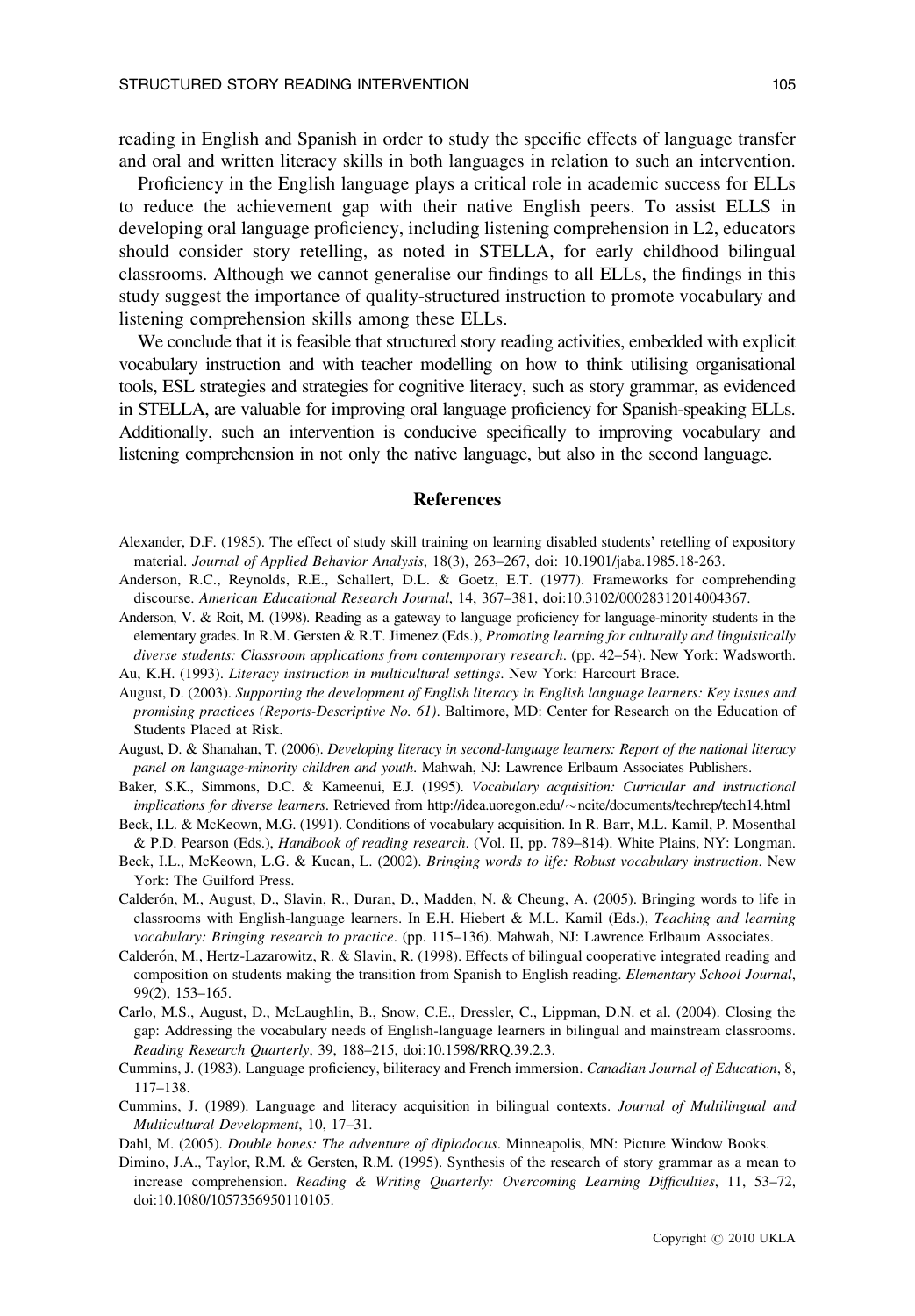reading in English and Spanish in order to study the specific effects of language transfer and oral and written literacy skills in both languages in relation to such an intervention.

Proficiency in the English language plays a critical role in academic success for ELLs to reduce the achievement gap with their native English peers. To assist ELLS in developing oral language proficiency, including listening comprehension in L2, educators should consider story retelling, as noted in STELLA, for early childhood bilingual classrooms. Although we cannot generalise our findings to all ELLs, the findings in this study suggest the importance of quality-structured instruction to promote vocabulary and listening comprehension skills among these ELLs.

We conclude that it is feasible that structured story reading activities, embedded with explicit vocabulary instruction and with teacher modelling on how to think utilising organisational tools, ESL strategies and strategies for cognitive literacy, such as story grammar, as evidenced in STELLA, are valuable for improving oral language proficiency for Spanish-speaking ELLs. Additionally, such an intervention is conducive specifically to improving vocabulary and listening comprehension in not only the native language, but also in the second language.

## References

Alexander, D.F. (1985). The effect of study skill training on learning disabled students' retelling of expository material. *Journal of Applied Behavior Analysis*, 18(3), 263–267, doi: 10.1901/jaba.1985.18-263.

Anderson, R.C., Reynolds, R.E., Schallert, D.L. & Goetz, E.T. (1977). Frameworks for comprehending discourse. *American Educational Research Journal*, 14, 367–381, doi:10.3102/00028312014004367.

Anderson, V. & Roit, M. (1998). Reading as a gateway to language proficiency for language-minority students in the elementary grades. In R.M. Gersten & R.T. Jimenez (Eds.), *Promoting learning for culturally and linguistically diverse students: Classroom applications from contemporary research*. (pp. 42–54). New York: Wadsworth.

Au, K.H. (1993). *Literacy instruction in multicultural settings*. New York: Harcourt Brace.

August, D. (2003). *Supporting the development of English literacy in English language learners: Key issues and promising practices (Reports-Descriptive No. 61)*. Baltimore, MD: Center for Research on the Education of Students Placed at Risk.

August, D. & Shanahan, T. (2006). *Developing literacy in second-language learners: Report of the national literacy panel on language-minority children and youth*. Mahwah, NJ: Lawrence Erlbaum Associates Publishers.

Baker, S.K., Simmons, D.C. & Kameenui, E.J. (1995). *Vocabulary acquisition: Curricular and instructional implications for diverse learners*. Retrieved from http://idea.uoregon.edu/~ncite/documents/techrep/tech14.html

Beck, I.L. & McKeown, M.G. (1991). Conditions of vocabulary acquisition. In R. Barr, M.L. Kamil, P. Mosenthal & P.D. Pearson (Eds.), *Handbook of reading research*. (Vol. II, pp. 789–814). White Plains, NY: Longman.

Beck, I.L., McKeown, L.G. & Kucan, L. (2002). *Bringing words to life: Robust vocabulary instruction*. New York: The Guilford Press.

Calderón, M., August, D., Slavin, R., Duran, D., Madden, N. & Cheung, A. (2005). Bringing words to life in classrooms with English-language learners. In E.H. Hiebert & M.L. Kamil (Eds.), *Teaching and learning vocabulary: Bringing research to practice*. (pp. 115–136). Mahwah, NJ: Lawrence Erlbaum Associates.

Calderón, M., Hertz-Lazarowitz, R. & Slavin, R. (1998). Effects of bilingual cooperative integrated reading and composition on students making the transition from Spanish to English reading. *Elementary School Journal*, 99(2), 153–165.

Carlo, M.S., August, D., McLaughlin, B., Snow, C.E., Dressler, C., Lippman, D.N. et al. (2004). Closing the gap: Addressing the vocabulary needs of English-language learners in bilingual and mainstream classrooms. *Reading Research Quarterly*, 39, 188–215, doi:10.1598/RRQ.39.2.3.

Cummins, J. (1983). Language proficiency, biliteracy and French immersion. *Canadian Journal of Education*, 8, 117–138.

Cummins, J. (1989). Language and literacy acquisition in bilingual contexts. *Journal of Multilingual and Multicultural Development*, 10, 17–31.

Dahl, M. (2005). *Double bones: The adventure of diplodocus*. Minneapolis, MN: Picture Window Books.

Dimino, J.A., Taylor, R.M. & Gersten, R.M. (1995). Synthesis of the research of story grammar as a mean to increase comprehension. *Reading & Writing Quarterly: Overcoming Learning Difficulties*, 11, 53–72, doi:10.1080/1057356950110105.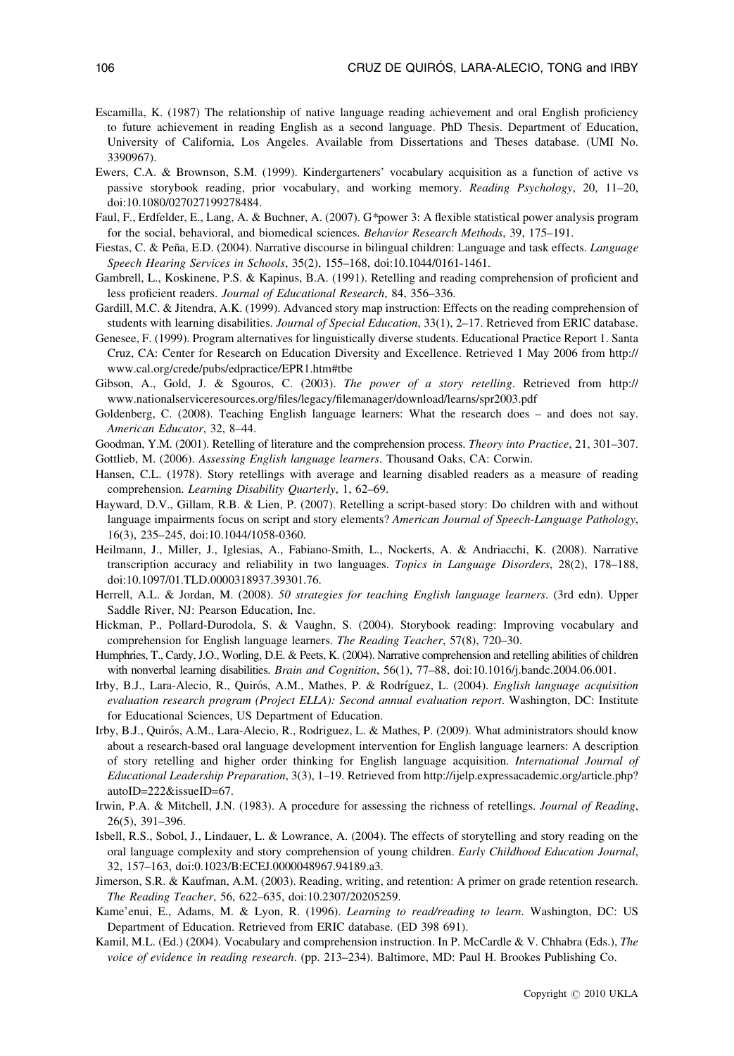Escamilla, K. (1987) The relationship of native language reading achievement and oral English proficiency to future achievement in reading English as a second language. PhD Thesis. Department of Education, University of California, Los Angeles. Available from Dissertations and Theses database. (UMI No. 3390967).

Ewers, C.A. & Brownson, S.M. (1999). Kindergarteners' vocabulary acquisition as a function of active vs passive storybook reading, prior vocabulary, and working memory. *Reading Psychology*, 20, 11–20, doi:10.1080/027027199278484.

Faul, F., Erdfelder, E., Lang, A. & Buchner, A. (2007). G*power 3: A flexible statistical power analysis program for the social, behavioral, and biomedical sciences. *Behavior Research Methods*, 39, 175–191.

Fiestas, C. & Peña, E.D. (2004). Narrative discourse in bilingual children: Language and task effects. *Language Speech Hearing Services in Schools*, 35(2), 155–168, doi:10.1044/0161-1461.

Gambrell, L., Koskinene, P.S. & Kapinus, B.A. (1991). Retelling and reading comprehension of proficient and less proficient readers. *Journal of Educational Research*, 84, 356–336.

Gardill, M.C. & Jitendra, A.K. (1999). Advanced story map instruction: Effects on the reading comprehension of students with learning disabilities. *Journal of Special Education*, 33(1), 2–17. Retrieved from ERIC database.

Genesee, F. (1999). Program alternatives for linguistically diverse students. Educational Practice Report 1. Santa Cruz, CA: Center for Research on Education Diversity and Excellence. Retrieved 1 May 2006 from http://www.cal.org/crede/pubs/edpractice/EPR1.htm#tbe

Gibson, A., Gold, J. & Sgouros, C. (2003). *The power of a story retelling*. Retrieved from http://www.nationalserviceresources.org/files/legacy/filemanager/download/learns/spr2003.pdf

Goldenberg, C. (2008). Teaching English language learners: What the research does – and does not say. *American Educator*, 32, 8–44.

Goodman, Y.M. (2001). Retelling of literature and the comprehension process. *Theory into Practice*, 21, 301–307.

Gottlieb, M. (2006). *Assessing English language learners*. Thousand Oaks, CA: Corwin.

Hansen, C.L. (1978). Story retellings with average and learning disabled readers as a measure of reading comprehension. *Learning Disability Quarterly*, 1, 62–69.

Hayward, D.V., Gillam, R.B. & Lien, P. (2007). Retelling a script-based story: Do children with and without language impairments focus on script and story elements? *American Journal of Speech-Language Pathology*, 16(3), 235–245, doi:10.1044/1058-0360.

Heilmann, J., Miller, J., Iglesias, A., Fabiano-Smith, L., Nockerts, A. & Andriacchi, K. (2008). Narrative transcription accuracy and reliability in two languages. *Topics in Language Disorders*, 28(2), 178–188, doi:10.1097/01.TLD.0000318937.39301.76.

Herrell, A.L. & Jordan, M. (2008). *50 strategies for teaching English language learners*. (3rd edn). Upper Saddle River, NJ: Pearson Education, Inc.

Hickman, P., Pollard-Durodola, S. & Vaughn, S. (2004). Storybook reading: Improving vocabulary and comprehension for English language learners. *The Reading Teacher*, 57(8), 720–30.

Humphries, T., Cardy, J.O., Worling, D.E. & Peets, K. (2004). Narrative comprehension and retelling abilities of children with nonverbal learning disabilities. *Brain and Cognition*, 56(1), 77–88, doi:10.1016/j.bandc.2004.06.001.

Irby, B.J., Lara-Alecio, R., Quirós, A.M., Mathes, P. & Rodríguez, L. (2004). *English language acquisition evaluation research program (Project ELLA): Second annual evaluation report*. Washington, DC: Institute for Educational Sciences, US Department of Education.

Irby, B.J., Quirós, A.M., Lara-Alecio, R., Rodriguez, L. & Mathes, P. (2009). What administrators should know about a research-based oral language development intervention for English language learners: A description of story retelling and higher order thinking for English language acquisition. *International Journal of Educational Leadership Preparation*, 3(3), 1–19. Retrieved from http://ijelp.expressacademic.org/article.php?autoID=222&issueID=67.

Irwin, P.A. & Mitchell, J.N. (1983). A procedure for assessing the richness of retellings. *Journal of Reading*, 26(5), 391–396.

Isbell, R.S., Sobol, J., Lindauer, L. & Lowrance, A. (2004). The effects of storytelling and story reading on the oral language complexity and story comprehension of young children. *Early Childhood Education Journal*, 32, 157–163, doi:0.1023/B:ECEJ.0000048967.94189.a3.

Jimerson, S.R. & Kaufman, A.M. (2003). Reading, writing, and retention: A primer on grade retention research. *The Reading Teacher*, 56, 622–635, doi:10.2307/20205259.

Kame'enui, E., Adams, M. & Lyon, R. (1996). *Learning to read/reading to learn*. Washington, DC: US Department of Education. Retrieved from ERIC database. (ED 398 691).

Kamil, M.L. (Ed.) (2004). Vocabulary and comprehension instruction. In P. McCardle & V. Chhabra (Eds.), *The voice of evidence in reading research*. (pp. 213–234). Baltimore, MD: Paul H. Brookes Publishing Co.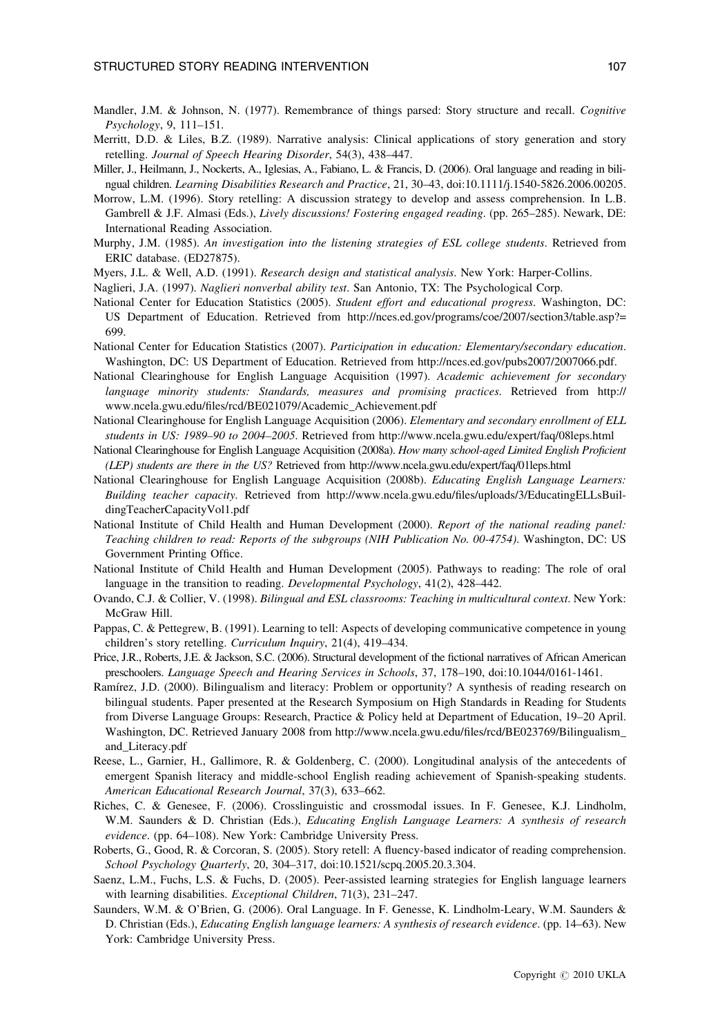Mandler, J.M. & Johnson, N. (1977). Remembrance of things parsed: Story structure and recall. *Cognitive Psychology*, 9, 111–151.

Merritt, D.D. & Liles, B.Z. (1989). Narrative analysis: Clinical applications of story generation and story retelling. *Journal of Speech Hearing Disorder*, 54(3), 438–447.

Miller, J., Heilmann, J., Nockerts, A., Iglesias, A., Fabiano, L. & Francis, D. (2006). Oral language and reading in bilingual children. *Learning Disabilities Research and Practice*, 21, 30–43, doi:10.1111/j.1540-5826.2006.00205.

Morrow, L.M. (1996). Story retelling: A discussion strategy to develop and assess comprehension. In L.B. Gambrell & J.F. Almasi (Eds.), *Lively discussions! Fostering engaged reading*. (pp. 265–285). Newark, DE: International Reading Association.

Murphy, J.M. (1985). *An investigation into the listening strategies of ESL college students*. Retrieved from ERIC database. (ED27875).

Myers, J.L. & Well, A.D. (1991). *Research design and statistical analysis*. New York: Harper-Collins.

Naglieri, J.A. (1997). *Naglieri nonverbal ability test*. San Antonio, TX: The Psychological Corp.

National Center for Education Statistics (2005). *Student effort and educational progress*. Washington, DC: US Department of Education. Retrieved from http://nces.ed.gov/programs/coe/2007/section3/table.asp?=699.

National Center for Education Statistics (2007). *Participation in education: Elementary/secondary education*. Washington, DC: US Department of Education. Retrieved from http://nces.ed.gov/pubs2007/2007066.pdf.

National Clearinghouse for English Language Acquisition (1997). *Academic achievement for secondary language minority students: Standards, measures and promising practices*. Retrieved from http://www.ncela.gwu.edu/files/rcd/BE021079/Academic_Achievement.pdf

National Clearinghouse for English Language Acquisition (2006). *Elementary and secondary enrollment of ELL students in US: 1989–90 to 2004–2005*. Retrieved from http://www.ncela.gwu.edu/expert/faq/08leps.html

National Clearinghouse for English Language Acquisition (2008a). *How many school-aged Limited English Proficient (LEP) students are there in the US?* Retrieved from http://www.ncela.gwu.edu/expert/faq/01leps.html

National Clearinghouse for English Language Acquisition (2008b). *Educating English Language Learners: Building teacher capacity*. Retrieved from http://www.ncela.gwu.edu/files/uploads/3/EducatingELLsBuildingTeacherCapacityVol1.pdf

National Institute of Child Health and Human Development (2000). *Report of the national reading panel: Teaching children to read: Reports of the subgroups (NIH Publication No. 00-4754)*. Washington, DC: US Government Printing Office.

National Institute of Child Health and Human Development (2005). Pathways to reading: The role of oral language in the transition to reading. *Developmental Psychology*, 41(2), 428–442.

Ovando, C.J. & Collier, V. (1998). *Bilingual and ESL classrooms: Teaching in multicultural context*. New York: McGraw Hill.

Pappas, C. & Pettegrew, B. (1991). Learning to tell: Aspects of developing communicative competence in young children's story retelling. *Curriculum Inquiry*, 21(4), 419–434.

Price, J.R., Roberts, J.E. & Jackson, S.C. (2006). Structural development of the fictional narratives of African American preschoolers. *Language Speech and Hearing Services in Schools*, 37, 178–190, doi:10.1044/0161-1461.

Ramírez, J.D. (2000). Bilingualism and literacy: Problem or opportunity? A synthesis of reading research on bilingual students. Paper presented at the Research Symposium on High Standards in Reading for Students from Diverse Language Groups: Research, Practice & Policy held at Department of Education, 19–20 April. Washington, DC. Retrieved January 2008 from http://www.ncela.gwu.edu/files/rcd/BE023769/Bilingualism_and_Literacy.pdf

Reese, L., Garnier, H., Gallimore, R. & Goldenberg, C. (2000). Longitudinal analysis of the antecedents of emergent Spanish literacy and middle-school English reading achievement of Spanish-speaking students. *American Educational Research Journal*, 37(3), 633–662.

Riches, C. & Genesee, F. (2006). Crosslinguistic and crossmodal issues. In F. Genesee, K.J. Lindholm, W.M. Saunders & D. Christian (Eds.), *Educating English Language Learners: A synthesis of research evidence*. (pp. 64–108). New York: Cambridge University Press.

Roberts, G., Good, R. & Corcoran, S. (2005). Story retell: A fluency-based indicator of reading comprehension. *School Psychology Quarterly*, 20, 304–317, doi:10.1521/scpq.2005.20.3.304.

Saenz, L.M., Fuchs, L.S. & Fuchs, D. (2005). Peer-assisted learning strategies for English language learners with learning disabilities. *Exceptional Children*, 71(3), 231–247.

Saunders, W.M. & O'Brien, G. (2006). Oral Language. In F. Genesse, K. Lindholm-Leary, W.M. Saunders & D. Christian (Eds.), *Educating English language learners: A synthesis of research evidence*. (pp. 14–63). New York: Cambridge University Press.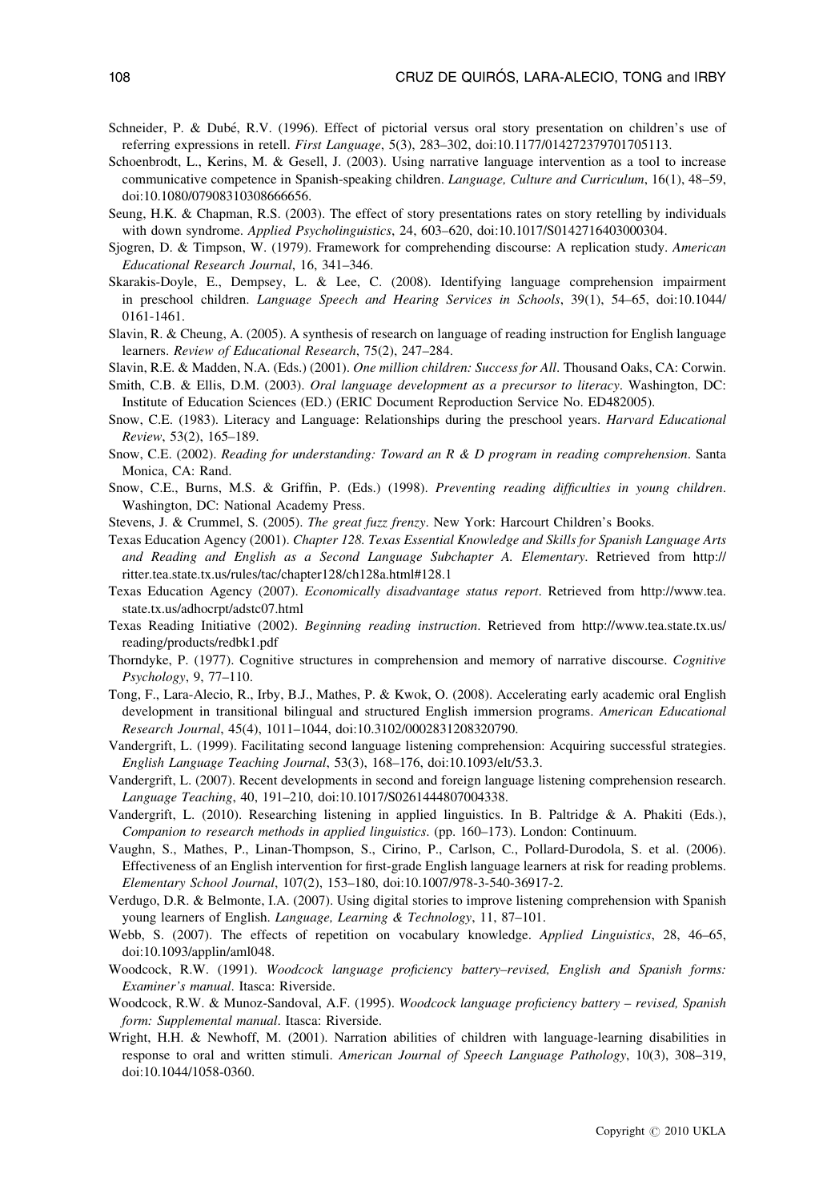Schneider, P. & Dubé, R.V. (1996). Effect of pictorial versus oral story presentation on children's use of referring expressions in retell. *First Language*, 5(3), 283–302, doi:10.1177/014272379701705113.

Schoenbrodt, L., Kerins, M. & Gesell, J. (2003). Using narrative language intervention as a tool to increase communicative competence in Spanish-speaking children. *Language, Culture and Curriculum*, 16(1), 48–59, doi:10.1080/07908310308666656.

Seung, H.K. & Chapman, R.S. (2003). The effect of story presentations rates on story retelling by individuals with down syndrome. *Applied Psycholinguistics*, 24, 603–620, doi:10.1017/S0142716403000304.

Sjogren, D. & Timpson, W. (1979). Framework for comprehending discourse: A replication study. *American Educational Research Journal*, 16, 341–346.

Skarakis-Doyle, E., Dempsey, L. & Lee, C. (2008). Identifying language comprehension impairment in preschool children. *Language Speech and Hearing Services in Schools*, 39(1), 54–65, doi:10.1044/0161-1461.

Slavin, R. & Cheung, A. (2005). A synthesis of research on language of reading instruction for English language learners. *Review of Educational Research*, 75(2), 247–284.

Slavin, R.E. & Madden, N.A. (Eds.) (2001). *One million children: Success for All*. Thousand Oaks, CA: Corwin.

Smith, C.B. & Ellis, D.M. (2003). *Oral language development as a precursor to literacy*. Washington, DC: Institute of Education Sciences (ED.) (ERIC Document Reproduction Service No. ED482005).

Snow, C.E. (1983). Literacy and Language: Relationships during the preschool years. *Harvard Educational Review*, 53(2), 165–189.

Snow, C.E. (2002). *Reading for understanding: Toward an R & D program in reading comprehension*. Santa Monica, CA: Rand.

Snow, C.E., Burns, M.S. & Griffin, P. (Eds.) (1998). *Preventing reading difficulties in young children*. Washington, DC: National Academy Press.

Stevens, J. & Crummel, S. (2005). *The great fuzz frenzy*. New York: Harcourt Children's Books.

Texas Education Agency (2001). *Chapter 128. Texas Essential Knowledge and Skills for Spanish Language Arts and Reading and English as a Second Language Subchapter A. Elementary*. Retrieved from http://ritter.tea.state.tx.us/rules/tac/chapter128/ch128a.html#128.1

Texas Education Agency (2007). *Economically disadvantage status report*. Retrieved from http://www.tea.state.tx.us/adhocrpt/adstc07.html

Texas Reading Initiative (2002). *Beginning reading instruction*. Retrieved from http://www.tea.state.tx.us/reading/products/redbk1.pdf

Thorndyke, P. (1977). Cognitive structures in comprehension and memory of narrative discourse. *Cognitive Psychology*, 9, 77–110.

Tong, F., Lara-Alecio, R., Irby, B.J., Mathes, P. & Kwok, O. (2008). Accelerating early academic oral English development in transitional bilingual and structured English immersion programs. *American Educational Research Journal*, 45(4), 1011–1044, doi:10.3102/0002831208320790.

Vandergrift, L. (1999). Facilitating second language listening comprehension: Acquiring successful strategies. *English Language Teaching Journal*, 53(3), 168–176, doi:10.1093/elt/53.3.

Vandergrift, L. (2007). Recent developments in second and foreign language listening comprehension research. *Language Teaching*, 40, 191–210, doi:10.1017/S0261444807004338.

Vandergrift, L. (2010). Researching listening in applied linguistics. In B. Paltridge & A. Phakiti (Eds.), *Companion to research methods in applied linguistics*. (pp. 160–173). London: Continuum.

Vaughn, S., Mathes, P., Linan-Thompson, S., Cirino, P., Carlson, C., Pollard-Durodola, S. et al. (2006). Effectiveness of an English intervention for first-grade English language learners at risk for reading problems. *Elementary School Journal*, 107(2), 153–180, doi:10.1007/978-3-540-36917-2.

Verdugo, D.R. & Belmonte, I.A. (2007). Using digital stories to improve listening comprehension with Spanish young learners of English. *Language, Learning & Technology*, 11, 87–101.

Webb, S. (2007). The effects of repetition on vocabulary knowledge. *Applied Linguistics*, 28, 46–65, doi:10.1093/applin/aml048.

Woodcock, R.W. (1991). *Woodcock language proficiency battery–revised, English and Spanish forms: Examiner's manual*. Itasca: Riverside.

Woodcock, R.W. & Munoz-Sandoval, A.F. (1995). *Woodcock language proficiency battery – revised, Spanish form: Supplemental manual*. Itasca: Riverside.

Wright, H.H. & Newhoff, M. (2001). Narration abilities of children with language-learning disabilities in response to oral and written stimuli. *American Journal of Speech Language Pathology*, 10(3), 308–319, doi:10.1044/1058-0360.

Copyright © 2010 UKLA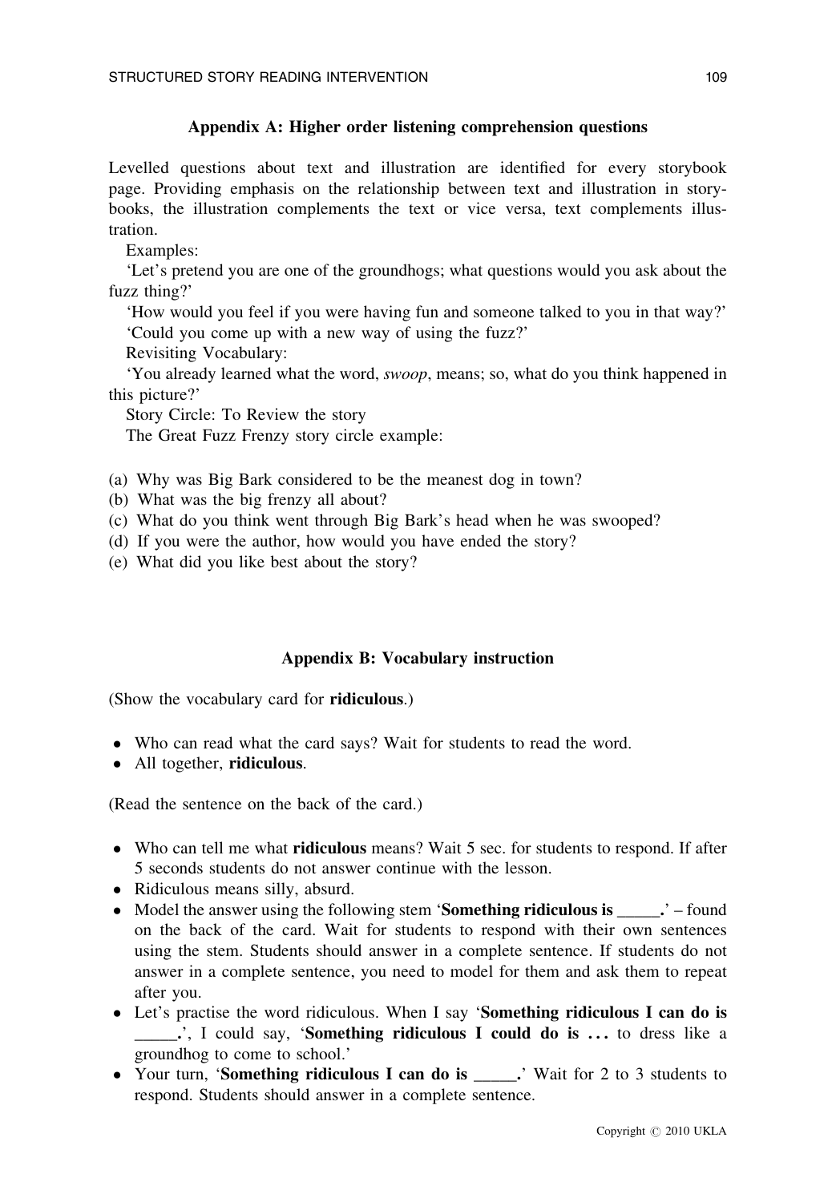## Appendix A: Higher order listening comprehension questions

Levelled questions about text and illustration are identified for every storybook page. Providing emphasis on the relationship between text and illustration in storybooks, the illustration complements the text or vice versa, text complements illustration.

Examples:

'Let's pretend you are one of the groundhogs; what questions would you ask about the fuzz thing?'

'How would you feel if you were having fun and someone talked to you in that way?'

'Could you come up with a new way of using the fuzz?'

Revisiting Vocabulary:

'You already learned what the word, *swoop*, means; so, what do you think happened in this picture?'

Story Circle: To Review the story

The Great Fuzz Frenzy story circle example:

(a) Why was Big Bark considered to be the meanest dog in town?
(b) What was the big frenzy all about?
(c) What do you think went through Big Bark's head when he was swooped?
(d) If you were the author, how would you have ended the story?
(e) What did you like best about the story?

## Appendix B: Vocabulary instruction

(Show the vocabulary card for **ridiculous**.)

- Who can read what the card says? Wait for students to read the word.
- All together, **ridiculous**.

(Read the sentence on the back of the card.)

- Who can tell me what **ridiculous** means? Wait 5 sec. for students to respond. If after 5 seconds students do not answer continue with the lesson.
- Ridiculous means silly, absurd.
- Model the answer using the following stem '**Something ridiculous is _____.**' – found on the back of the card. Wait for students to respond with their own sentences using the stem. Students should answer in a complete sentence. If students do not answer in a complete sentence, you need to model for them and ask them to repeat after you.
- Let's practise the word ridiculous. When I say '**Something ridiculous I can do is _____.**', I could say, '**Something ridiculous I could do is . . .** to dress like a groundhog to come to school.'
- Your turn, '**Something ridiculous I can do is _____.**' Wait for 2 to 3 students to respond. Students should answer in a complete sentence.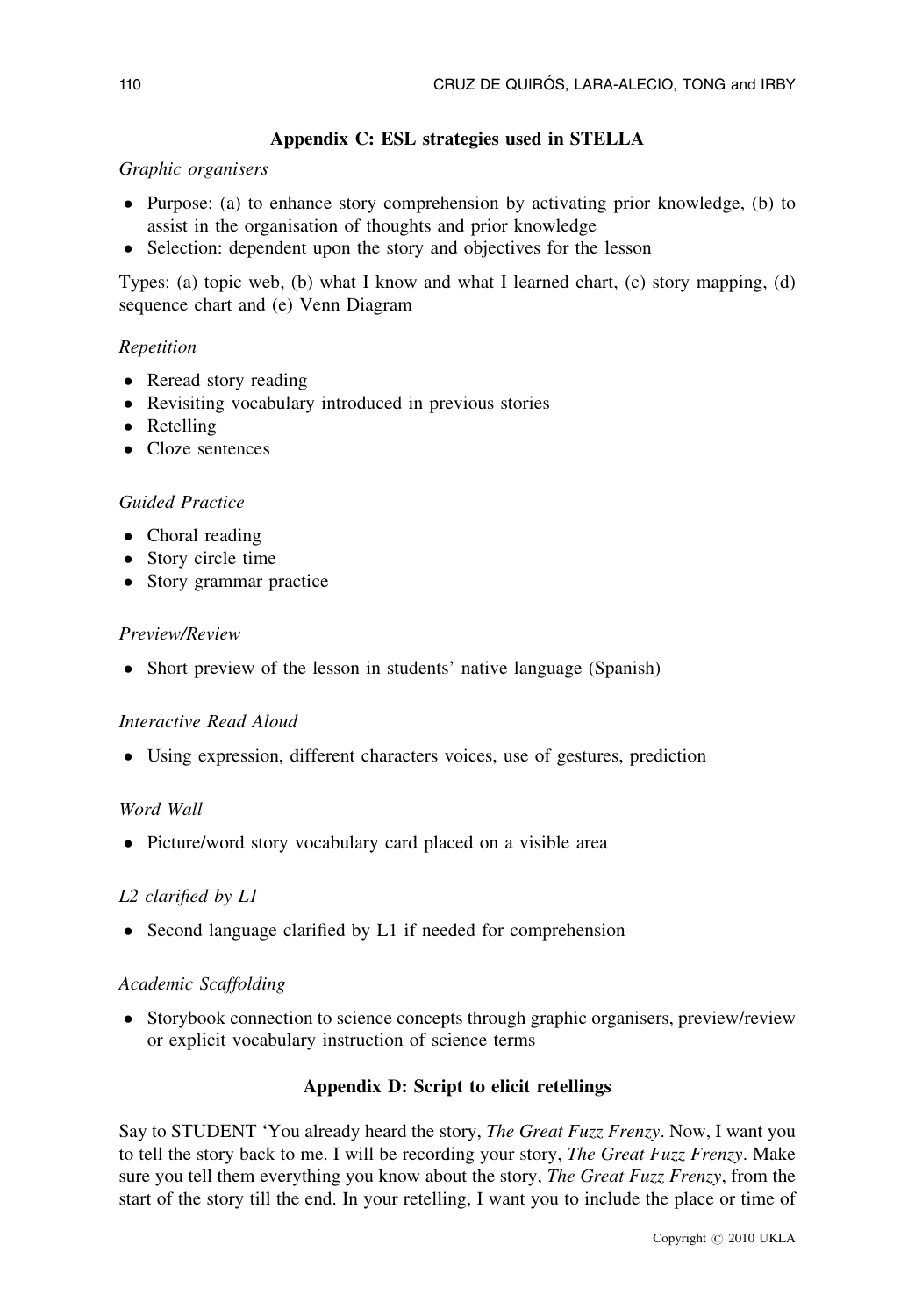## Appendix C: ESL strategies used in STELLA

*Graphic organisers*

- Purpose: (a) to enhance story comprehension by activating prior knowledge, (b) to assist in the organisation of thoughts and prior knowledge
- Selection: dependent upon the story and objectives for the lesson

Types: (a) topic web, (b) what I know and what I learned chart, (c) story mapping, (d) sequence chart and (e) Venn Diagram

*Repetition*

- Reread story reading
- Revisiting vocabulary introduced in previous stories
- Retelling
- Cloze sentences

*Guided Practice*

- Choral reading
- Story circle time
- Story grammar practice

*Preview/Review*

- Short preview of the lesson in students' native language (Spanish)

*Interactive Read Aloud*

- Using expression, different characters voices, use of gestures, prediction

*Word Wall*

- Picture/word story vocabulary card placed on a visible area

*L2 clarified by L1*

- Second language clarified by L1 if needed for comprehension

*Academic Scaffolding*

- Storybook connection to science concepts through graphic organisers, preview/review or explicit vocabulary instruction of science terms

## Appendix D: Script to elicit retellings

Say to STUDENT 'You already heard the story, *The Great Fuzz Frenzy*. Now, I want you to tell the story back to me. I will be recording your story, *The Great Fuzz Frenzy*. Make sure you tell them everything you know about the story, *The Great Fuzz Frenzy*, from the start of the story till the end. In your retelling, I want you to include the place or time of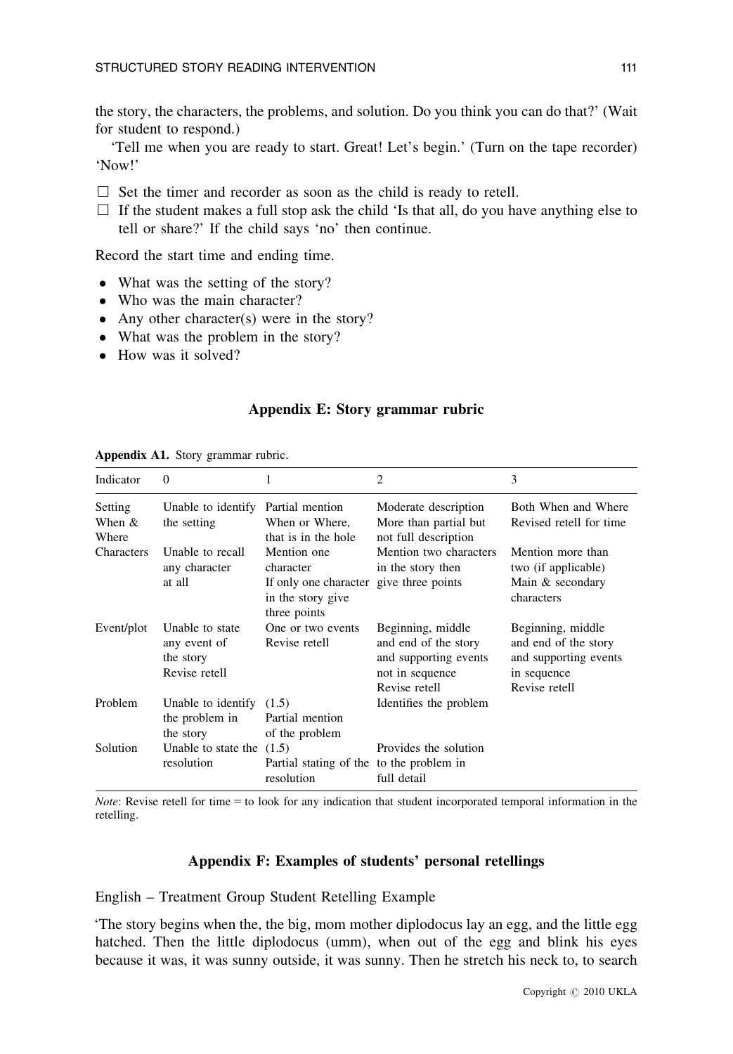the story, the characters, the problems, and solution. Do you think you can do that?' (Wait for student to respond.)

'Tell me when you are ready to start. Great! Let's begin.' (Turn on the tape recorder) 'Now!'

- ☐ Set the timer and recorder as soon as the child is ready to retell.
- ☐ If the student makes a full stop ask the child 'Is that all, do you have anything else to tell or share?' If the child says 'no' then continue.

Record the start time and ending time.

- What was the setting of the story?
- Who was the main character?
- Any other character(s) were in the story?
- What was the problem in the story?
- How was it solved?

## Appendix E: Story grammar rubric

**Appendix A1.** Story grammar rubric.

| Indicator | 0 | 1 | 2 | 3 |
|---|---|---|---|---|
| Setting When & Where | Unable to identify the setting | Partial mention When or Where, that is in the hole | Moderate description More than partial but not full description | Both When and Where Revised retell for time |
| Characters | Unable to recall any character at all | Mention one character If only one character in the story give three points | Mention two characters in the story then give three points | Mention more than two (if applicable) Main & secondary characters |
| Event/plot | Unable to state any event of the story Revise retell | One or two events Revise retell | Beginning, middle and end of the story and supporting events not in sequence Revise retell | Beginning, middle and end of the story and supporting events in sequence Revise retell |
| Problem | Unable to identify the problem in the story | (1.5) Partial mention of the problem | Identifies the problem | |
| Solution | Unable to state the resolution | (1.5) Partial stating of the resolution | Provides the solution to the problem in full detail | |

*Note*: Revise retell for time = to look for any indication that student incorporated temporal information in the retelling.

## Appendix F: Examples of students' personal retellings

English – Treatment Group Student Retelling Example

'The story begins when the, the big, mom mother diplodocus lay an egg, and the little egg hatched. Then the little diplodocus (umm), when out of the egg and blink his eyes because it was, it was sunny outside, it was sunny. Then he stretch his neck to, to search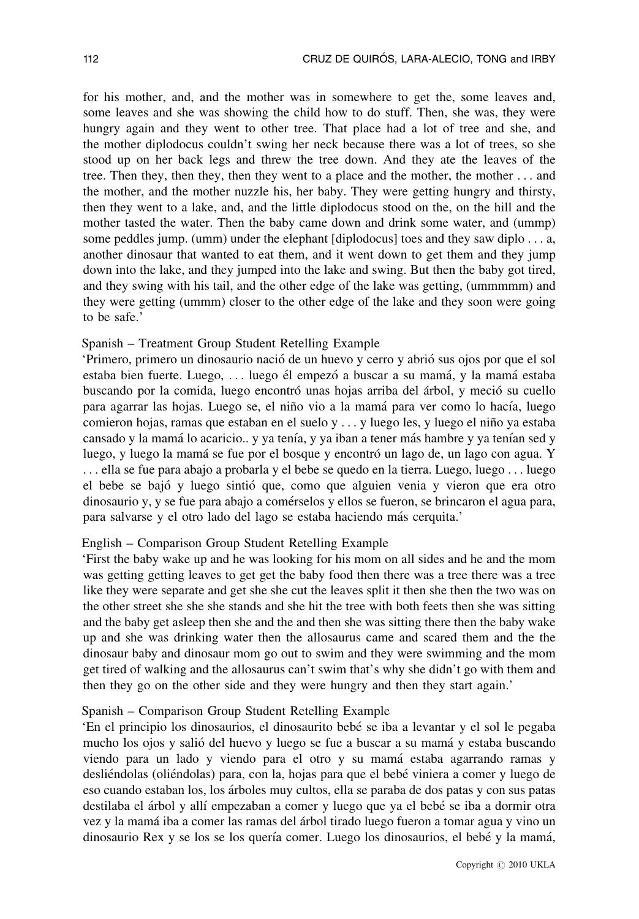for his mother, and, and the mother was in somewhere to get the, some leaves and, some leaves and she was showing the child how to do stuff. Then, she was, they were hungry again and they went to other tree. That place had a lot of tree and she, and the mother diplodocus couldn't swing her neck because there was a lot of trees, so she stood up on her back legs and threw the tree down. And they ate the leaves of the tree. Then they, then they, then they went to a place and the mother, the mother . . . and the mother, and the mother nuzzle his, her baby. They were getting hungry and thirsty, then they went to a lake, and, and the little diplodocus stood on the, on the hill and the mother tasted the water. Then the baby came down and drink some water, and (ummp) some peddles jump. (umm) under the elephant [diplodocus] toes and they saw diplo . . . a, another dinosaur that wanted to eat them, and it went down to get them and they jump down into the lake, and they jumped into the lake and swing. But then the baby got tired, and they swing with his tail, and the other edge of the lake was getting, (ummmmm) and they were getting (ummm) closer to the other edge of the lake and they soon were going to be safe.'

Spanish – Treatment Group Student Retelling Example

'Primero, primero un dinosaurio nació de un huevo y cerro y abrió sus ojos por que el sol estaba bien fuerte. Luego, . . . luego él empezó a buscar a su mamá, y la mamá estaba buscando por la comida, luego encontró unas hojas arriba del árbol, y meció su cuello para agarrar las hojas. Luego se, el niño vio a la mamá para ver como lo hacía, luego comieron hojas, ramas que estaban en el suelo y . . . y luego les, y luego el niño ya estaba cansado y la mamá lo acaricio.. y ya tenía, y ya iban a tener más hambre y ya tenían sed y luego, y luego la mamá se fue por el bosque y encontró un lago de, un lago con agua. Y . . . ella se fue para abajo a probarla y el bebe se quedo en la tierra. Luego, luego . . . luego el bebe se bajó y luego sintió que, como que alguien venia y vieron que era otro dinosaurio y, y se fue para abajo a comérselos y ellos se fueron, se brincaron el agua para, para salvarse y el otro lado del lago se estaba haciendo más cerquita.'

English – Comparison Group Student Retelling Example

'First the baby wake up and he was looking for his mom on all sides and he and the mom was getting getting leaves to get get the baby food then there was a tree there was a tree like they were separate and get she she cut the leaves split it then she then the two was on the other street she she she stands and she hit the tree with both feets then she was sitting and the baby get asleep then she and the and then she was sitting there then the baby wake up and she was drinking water then the allosaurus came and scared them and the the dinosaur baby and dinosaur mom go out to swim and they were swimming and the mom get tired of walking and the allosaurus can't swim that's why she didn't go with them and then they go on the other side and they were hungry and then they start again.'

Spanish – Comparison Group Student Retelling Example

'En el principio los dinosaurios, el dinosaurito bebé se iba a levantar y el sol le pegaba mucho los ojos y salió del huevo y luego se fue a buscar a su mamá y estaba buscando viendo para un lado y viendo para el otro y su mamá estaba agarrando ramas y desliéndolas (oliéndolas) para, con la, hojas para que el bebé viniera a comer y luego de eso cuando estaban los, los árboles muy cultos, ella se paraba de dos patas y con sus patas destilaba el árbol y allí empezaban a comer y luego que ya el bebé se iba a dormir otra vez y la mamá iba a comer las ramas del árbol tirado luego fueron a tomar agua y vino un dinosaurio Rex y se los se los quería comer. Luego los dinosaurios, el bebé y la mamá,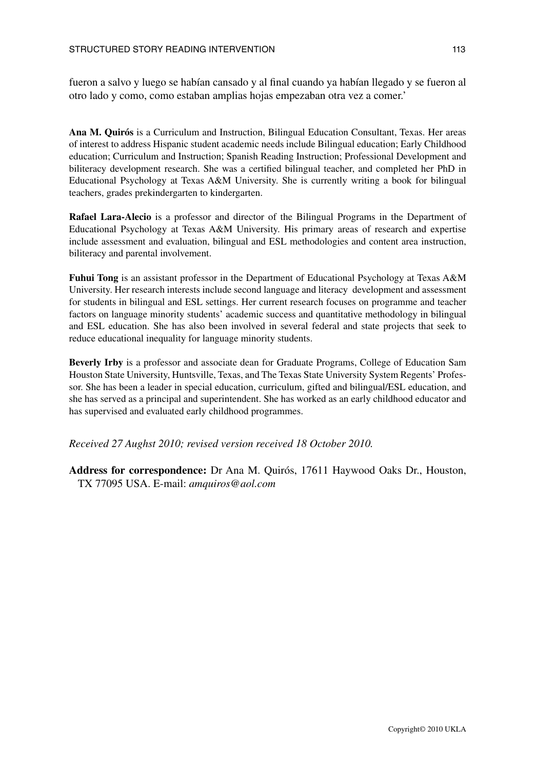fueron a salvo y luego se habían cansado y al final cuando ya habían llegado y se fueron al otro lado y como, como estaban amplias hojas empezaban otra vez a comer.'

**Ana M. Quirós** is a Curriculum and Instruction, Bilingual Education Consultant, Texas. Her areas of interest to address Hispanic student academic needs include Bilingual education; Early Childhood education; Curriculum and Instruction; Spanish Reading Instruction; Professional Development and biliteracy development research. She was a certified bilingual teacher, and completed her PhD in Educational Psychology at Texas A&M University. She is currently writing a book for bilingual teachers, grades prekindergarten to kindergarten.

**Rafael Lara-Alecio** is a professor and director of the Bilingual Programs in the Department of Educational Psychology at Texas A&M University. His primary areas of research and expertise include assessment and evaluation, bilingual and ESL methodologies and content area instruction, biliteracy and parental involvement.

**Fuhui Tong** is an assistant professor in the Department of Educational Psychology at Texas A&M University. Her research interests include second language and literacy development and assessment for students in bilingual and ESL settings. Her current research focuses on programme and teacher factors on language minority students' academic success and quantitative methodology in bilingual and ESL education. She has also been involved in several federal and state projects that seek to reduce educational inequality for language minority students.

**Beverly Irby** is a professor and associate dean for Graduate Programs, College of Education Sam Houston State University, Huntsville, Texas, and The Texas State University System Regents' Professor. She has been a leader in special education, curriculum, gifted and bilingual/ESL education, and she has served as a principal and superintendent. She has worked as an early childhood educator and has supervised and evaluated early childhood programmes.

*Received 27 Aughst 2010; revised version received 18 October 2010.*

**Address for correspondence:** Dr Ana M. Quirós, 17611 Haywood Oaks Dr., Houston, TX 77095 USA. E-mail: *amquiros@aol.com*